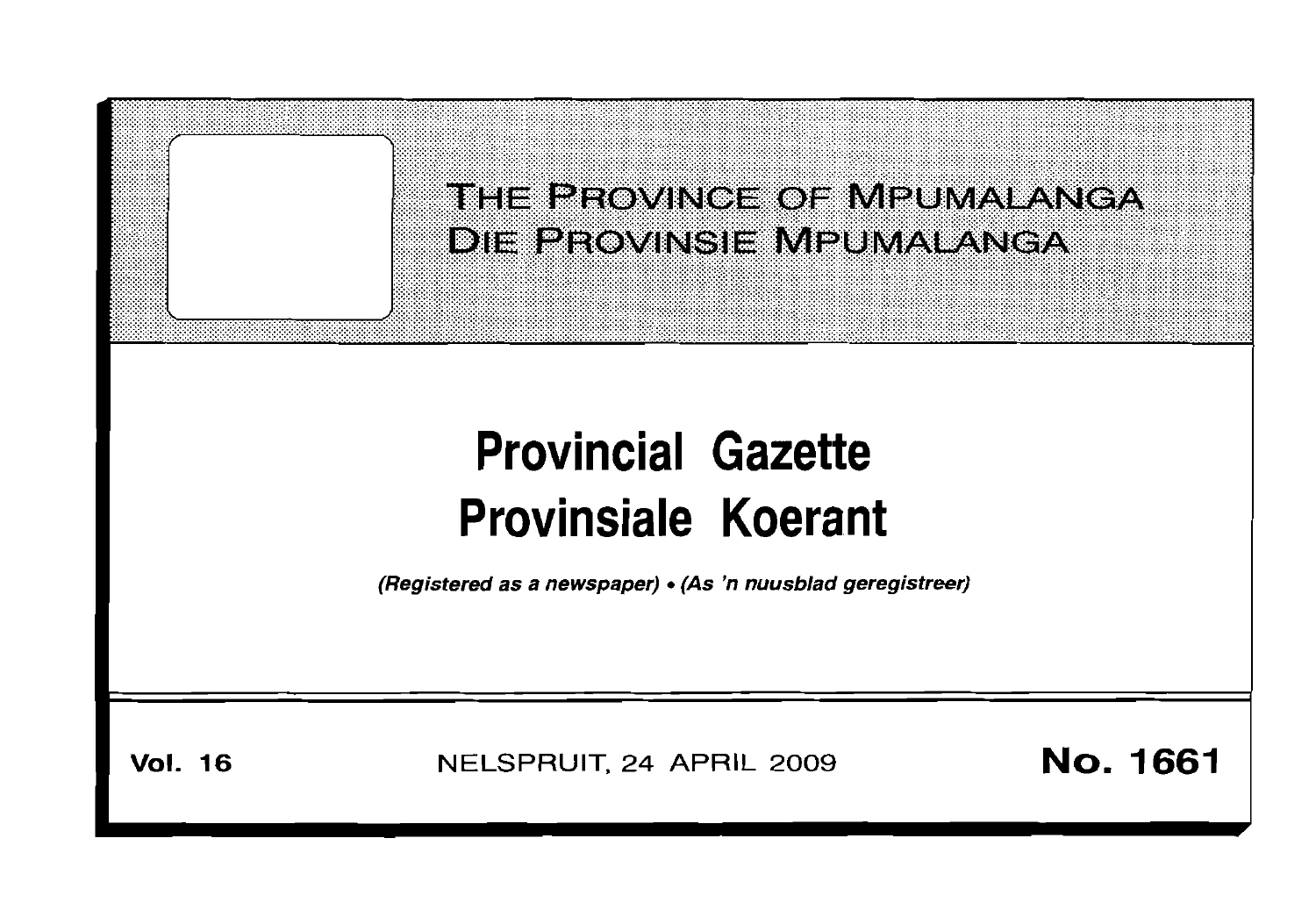THE PROVINCE OF MPUMALANGA
DIE PROVINSIE MPUMALANGA

# Provincial Gazette
# Provinsiale Koerant

*(Registered as a newspaper) • (As 'n nuusblad geregistreer)*

**Vol. 16** NELSPRUIT, 24 APRIL 2009 **No. 1661**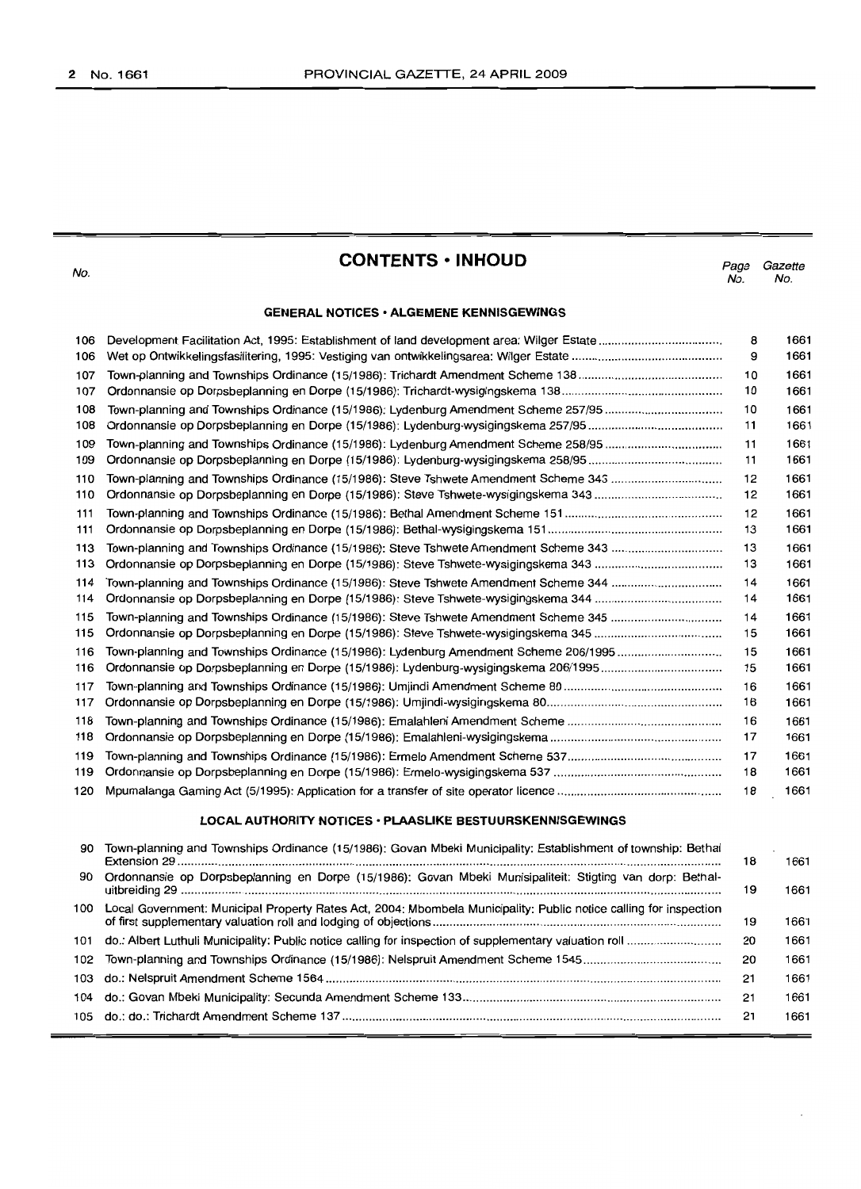# CONTENTS • INHOUD

## GENERAL NOTICES • ALGEMENE KENNISGEWINGS

| No. | | Page No. | Gazette No. |
|---|---|---|---|
| 106 | Development Facilitation Act, 1995: Establishment of land development area: Wilger Estate | 8 | 1661 |
| 106 | Wet op Ontwikkelingsfasilitering, 1995: Vestiging van ontwikkelingsarea: Wilger Estate | 9 | 1661 |
| 107 | Town-planning and Townships Ordinance (15/1986): Trichardt Amendment Scheme 138 | 10 | 1661 |
| 107 | Ordonnansie op Dorpsbeplanning en Dorpe (15/1986): Trichardt-wysigingskema 138 | 10 | 1661 |
| 108 | Town-planning and Townships Ordinance (15/1986): Lydenburg Amendment Scheme 257/95 | 10 | 1661 |
| 108 | Ordonnansie op Dorpsbeplanning en Dorpe (15/1986): Lydenburg-wysigingskema 257/95 | 11 | 1661 |
| 109 | Town-planning and Townships Ordinance (15/1986): Lydenburg Amendment Scheme 258/95 | 11 | 1661 |
| 109 | Ordonnansie op Dorpsbeplanning en Dorpe (15/1986): Lydenburg-wysigingskema 258/95 | 11 | 1661 |
| 110 | Town-planning and Townships Ordinance (15/1986): Steve Tshwete Amendment Scheme 343 | 12 | 1661 |
| 110 | Ordonnansie op Dorpsbeplanning en Dorpe (15/1986): Steve Tshwete-wysigingskema 343 | 12 | 1661 |
| 111 | Town-planning and Townships Ordinance (15/1986): Bethal Amendment Scheme 151 | 12 | 1661 |
| 111 | Ordonnansie op Dorpsbeplanning en Dorpe (15/1986): Bethal-wysigingskema 151 | 13 | 1661 |
| 113 | Town-planning and Townships Ordinance (15/1986): Steve Tshwete Amendment Scheme 343 | 13 | 1661 |
| 113 | Ordonnansie op Dorpsbeplanning en Dorpe (15/1986): Steve Tshwete-wysigingskema 343 | 13 | 1661 |
| 114 | Town-planning and Townships Ordinance (15/1986): Steve Tshwete Amendment Scheme 344 | 14 | 1661 |
| 114 | Ordonnansie op Dorpsbeplanning en Dorpe (15/1986): Steve Tshwete-wysigingskema 344 | 14 | 1661 |
| 115 | Town-planning and Townships Ordinance (15/1986): Steve Tshwete Amendment Scheme 345 | 14 | 1661 |
| 115 | Ordonnansie op Dorpsbeplanning en Dorpe (15/1986): Steve Tshwete-wysigingskema 345 | 15 | 1661 |
| 116 | Town-planning and Townships Ordinance (15/1986): Lydenburg Amendment Scheme 206/1995 | 15 | 1661 |
| 116 | Ordonnansie op Dorpsbeplanning en Dorpe (15/1986): Lydenburg-wysigingskema 206/1995 | 15 | 1661 |
| 117 | Town-planning and Townships Ordinance (15/1986): Umjindi Amendment Scheme 80 | 16 | 1661 |
| 117 | Ordonnansie op Dorpsbeplanning en Dorpe (15/1986): Umjindi-wysigingskema 80 | 16 | 1661 |
| 118 | Town-planning and Townships Ordinance (15/1986): Emalahleni Amendment Scheme | 16 | 1661 |
| 118 | Ordonnansie op Dorpsbeplanning en Dorpe (15/1986): Emalahleni-wysigingskema | 17 | 1661 |
| 119 | Town-planning and Townships Ordinance (15/1986): Ermelo Amendment Scheme 537 | 17 | 1661 |
| 119 | Ordonnansie op Dorpsbeplanning en Dorpe (15/1986): Ermelo-wysigingskema 537 | 18 | 1661 |
| 120 | Mpumalanga Gaming Act (5/1995): Application for a transfer of site operator licence | 18 | 1661 |

## LOCAL AUTHORITY NOTICES • PLAASLIKE BESTUURSKENNISGEWINGS

| No. | | Page No. | Gazette No. |
|---|---|---|---|
| 90 | Town-planning and Townships Ordinance (15/1986): Govan Mbeki Municipality: Establishment of township: Bethal Extension 29 | 18 | 1661 |
| 90 | Ordonnansie op Dorpsbeplanning en Dorpe (15/1986): Govan Mbeki Munisipaliteit: Stigting van dorp: Bethal-uitbreiding 29 | 19 | 1661 |
| 100 | Local Government: Municipal Property Rates Act, 2004: Mbombela Municipality: Public notice calling for inspection of first supplementary valuation roll and lodging of objections | 19 | 1661 |
| 101 | do.: Albert Luthuli Municipality: Public notice calling for inspection of supplementary valuation roll | 20 | 1661 |
| 102 | Town-planning and Townships Ordinance (15/1986): Nelspruit Amendment Scheme 1545 | 20 | 1661 |
| 103 | do.: Nelspruit Amendment Scheme 1564 | 21 | 1661 |
| 104 | do.: Govan Mbeki Municipality: Secunda Amendment Scheme 133 | 21 | 1661 |
| 105 | do.: do.: Trichardt Amendment Scheme 137 | 21 | 1661 |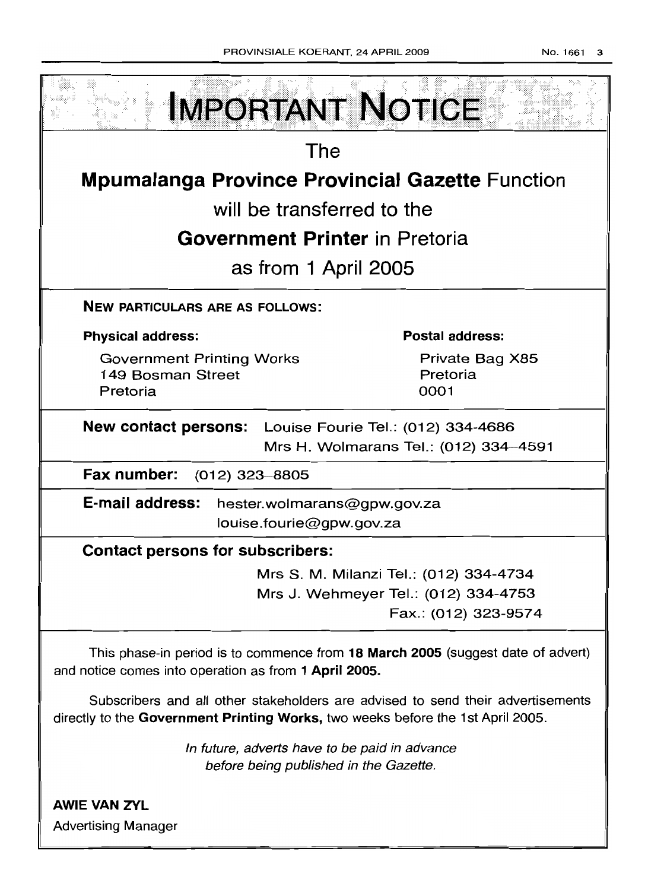# IMPORTANT NOTICE

The

**Mpumalanga Province Provincial Gazette** Function

will be transferred to the

**Government Printer** in Pretoria

as from 1 April 2005

**NEW PARTICULARS ARE AS FOLLOWS:**

**Physical address:**

Government Printing Works
149 Bosman Street
Pretoria

**Postal address:**

Private Bag X85
Pretoria
0001

**New contact persons:** Louise Fourie Tel.: (012) 334-4686
Mrs H. Wolmarans Tel.: (012) 334–4591

**Fax number:** (012) 323–8805

**E-mail address:** hester.wolmarans@gpw.gov.za
louise.fourie@gpw.gov.za

**Contact persons for subscribers:**

Mrs S. M. Milanzi Tel.: (012) 334-4734
Mrs J. Wehmeyer Tel.: (012) 334-4753
Fax.: (012) 323-9574

This phase-in period is to commence from **18 March 2005** (suggest date of advert) and notice comes into operation as from **1 April 2005.**

Subscribers and all other stakeholders are advised to send their advertisements directly to the **Government Printing Works,** two weeks before the 1st April 2005.

*In future, adverts have to be paid in advance before being published in the Gazette.*

**AWIE VAN ZYL**
Advertising Manager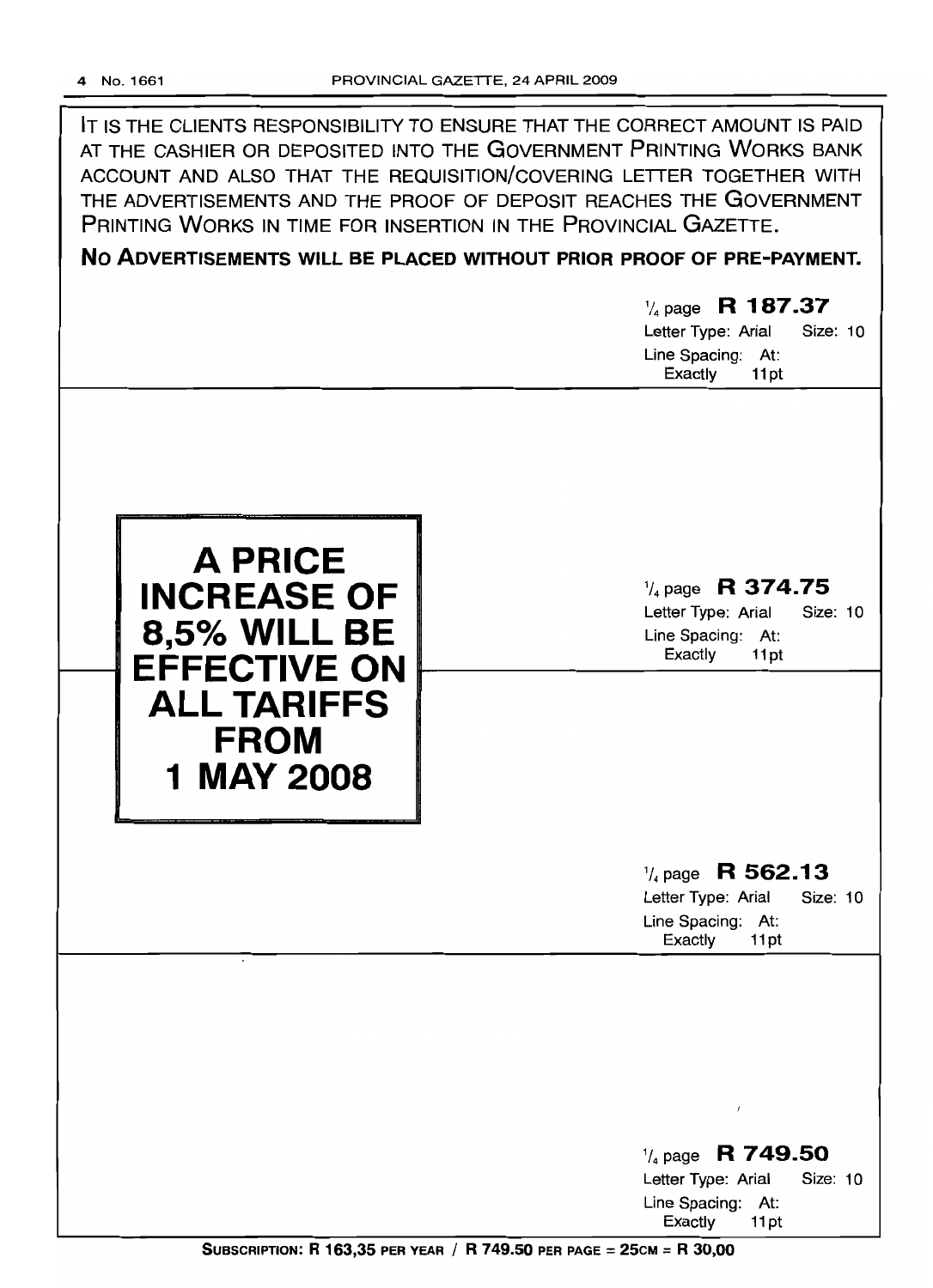IT IS THE CLIENTS RESPONSIBILITY TO ENSURE THAT THE CORRECT AMOUNT IS PAID AT THE CASHIER OR DEPOSITED INTO THE GOVERNMENT PRINTING WORKS BANK ACCOUNT AND ALSO THAT THE REQUISITION/COVERING LETTER TOGETHER WITH THE ADVERTISEMENTS AND THE PROOF OF DEPOSIT REACHES THE GOVERNMENT PRINTING WORKS IN TIME FOR INSERTION IN THE PROVINCIAL GAZETTE.

**NO ADVERTISEMENTS WILL BE PLACED WITHOUT PRIOR PROOF OF PRE-PAYMENT.**

¼ page **R 187.37**
Letter Type: Arial Size: 10
Line Spacing: At: Exactly 11pt

**A PRICE INCREASE OF 8,5% WILL BE EFFECTIVE ON ALL TARIFFS FROM 1 MAY 2008**

¼ page **R 374.75**
Letter Type: Arial Size: 10
Line Spacing: At: Exactly 11pt

¼ page **R 562.13**
Letter Type: Arial Size: 10
Line Spacing: At: Exactly 11pt

¼ page **R 749.50**
Letter Type: Arial Size: 10
Line Spacing: At: Exactly 11pt

**SUBSCRIPTION: R 163,35 PER YEAR / R 749.50 PER PAGE = 25CM = R 30,00**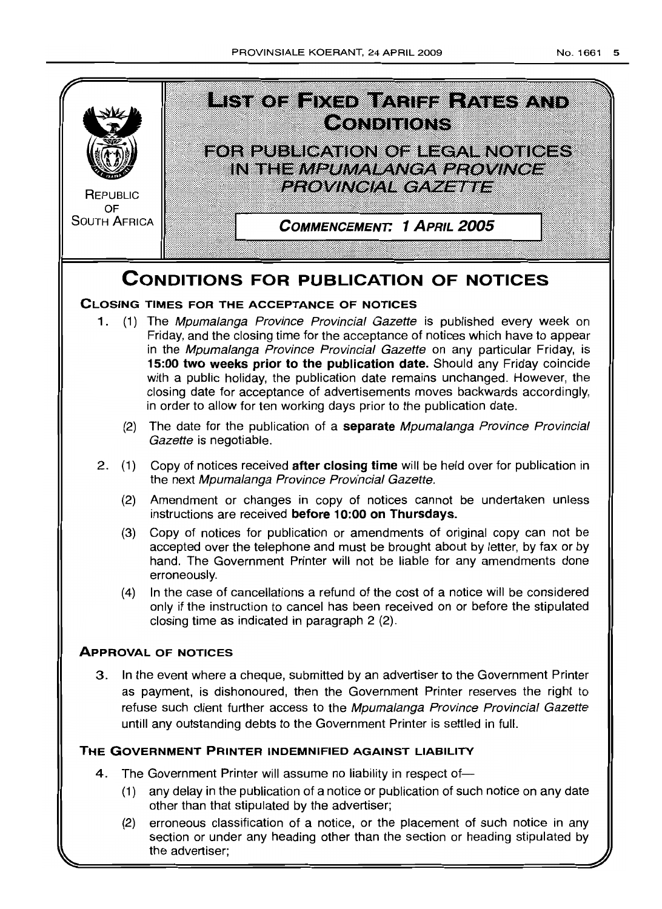REPUBLIC OF SOUTH AFRICA

# LIST OF FIXED TARIFF RATES AND CONDITIONS

## FOR PUBLICATION OF LEGAL NOTICES IN THE *MPUMALANGA PROVINCE PROVINCIAL GAZETTE*

**COMMENCEMENT: 1 APRIL 2005**

# CONDITIONS FOR PUBLICATION OF NOTICES

### CLOSING TIMES FOR THE ACCEPTANCE OF NOTICES

1. (1) The *Mpumalanga Province Provincial Gazette* is published every week on Friday, and the closing time for the acceptance of notices which have to appear in the *Mpumalanga Province Provincial Gazette* on any particular Friday, is **15:00 two weeks prior to the publication date.** Should any Friday coincide with a public holiday, the publication date remains unchanged. However, the closing date for acceptance of advertisements moves backwards accordingly, in order to allow for ten working days prior to the publication date.

   (2) The date for the publication of a **separate** *Mpumalanga Province Provincial Gazette* is negotiable.

2. (1) Copy of notices received **after closing time** will be held over for publication in the next *Mpumalanga Province Provincial Gazette.*

   (2) Amendment or changes in copy of notices cannot be undertaken unless instructions are received **before 10:00 on Thursdays.**

   (3) Copy of notices for publication or amendments of original copy can not be accepted over the telephone and must be brought about by letter, by fax or by hand. The Government Printer will not be liable for any amendments done erroneously.

   (4) In the case of cancellations a refund of the cost of a notice will be considered only if the instruction to cancel has been received on or before the stipulated closing time as indicated in paragraph 2 (2).

### APPROVAL OF NOTICES

3. In the event where a cheque, submitted by an advertiser to the Government Printer as payment, is dishonoured, then the Government Printer reserves the right to refuse such client further access to the *Mpumalanga Province Provincial Gazette* untill any outstanding debts to the Government Printer is settled in full.

### THE GOVERNMENT PRINTER INDEMNIFIED AGAINST LIABILITY

4. The Government Printer will assume no liability in respect of—

   (1) any delay in the publication of a notice or publication of such notice on any date other than that stipulated by the advertiser;

   (2) erroneous classification of a notice, or the placement of such notice in any section or under any heading other than the section or heading stipulated by the advertiser;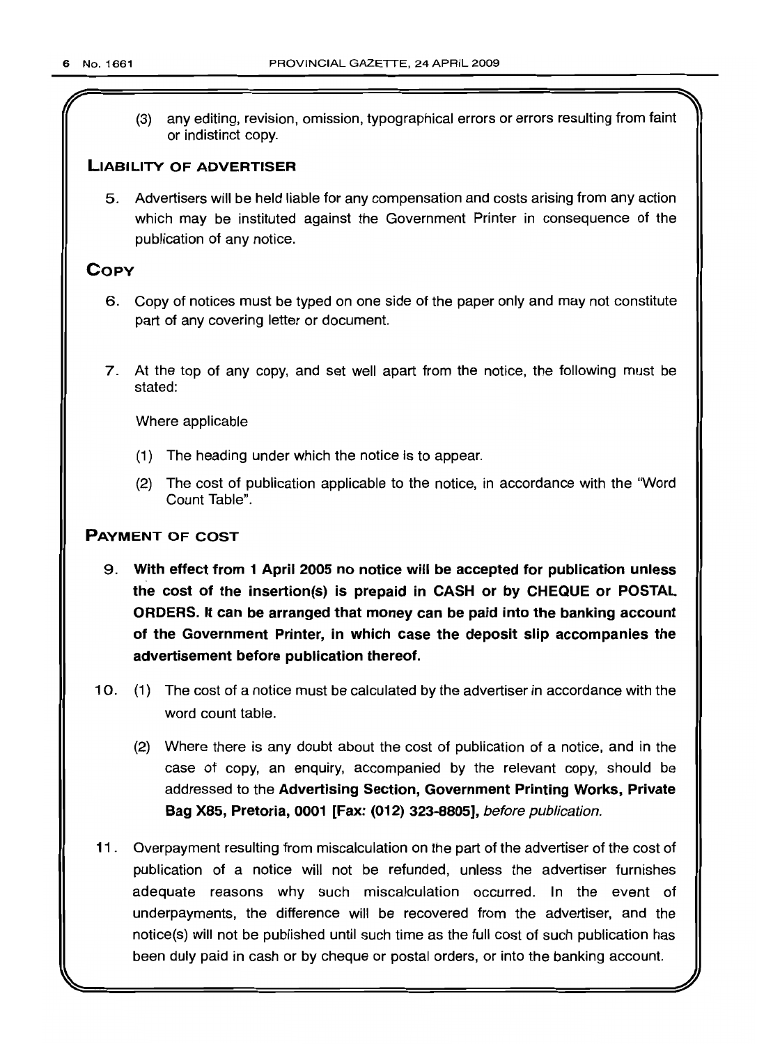(3) any editing, revision, omission, typographical errors or errors resulting from faint or indistinct copy.

## LIABILITY OF ADVERTISER

5. Advertisers will be held liable for any compensation and costs arising from any action which may be instituted against the Government Printer in consequence of the publication of any notice.

## COPY

6. Copy of notices must be typed on one side of the paper only and may not constitute part of any covering letter or document.

7. At the top of any copy, and set well apart from the notice, the following must be stated:

   Where applicable

   (1) The heading under which the notice is to appear.

   (2) The cost of publication applicable to the notice, in accordance with the "Word Count Table".

## PAYMENT OF COST

9. **With effect from 1 April 2005 no notice will be accepted for publication unless the cost of the insertion(s) is prepaid in CASH or by CHEQUE or POSTAL ORDERS. It can be arranged that money can be paid into the banking account of the Government Printer, in which case the deposit slip accompanies the advertisement before publication thereof.**

10. (1) The cost of a notice must be calculated by the advertiser in accordance with the word count table.

    (2) Where there is any doubt about the cost of publication of a notice, and in the case of copy, an enquiry, accompanied by the relevant copy, should be addressed to the **Advertising Section, Government Printing Works, Private Bag X85, Pretoria, 0001 [Fax: (012) 323-8805]**, *before publication.*

11. Overpayment resulting from miscalculation on the part of the advertiser of the cost of publication of a notice will not be refunded, unless the advertiser furnishes adequate reasons why such miscalculation occurred. In the event of underpayments, the difference will be recovered from the advertiser, and the notice(s) will not be published until such time as the full cost of such publication has been duly paid in cash or by cheque or postal orders, or into the banking account.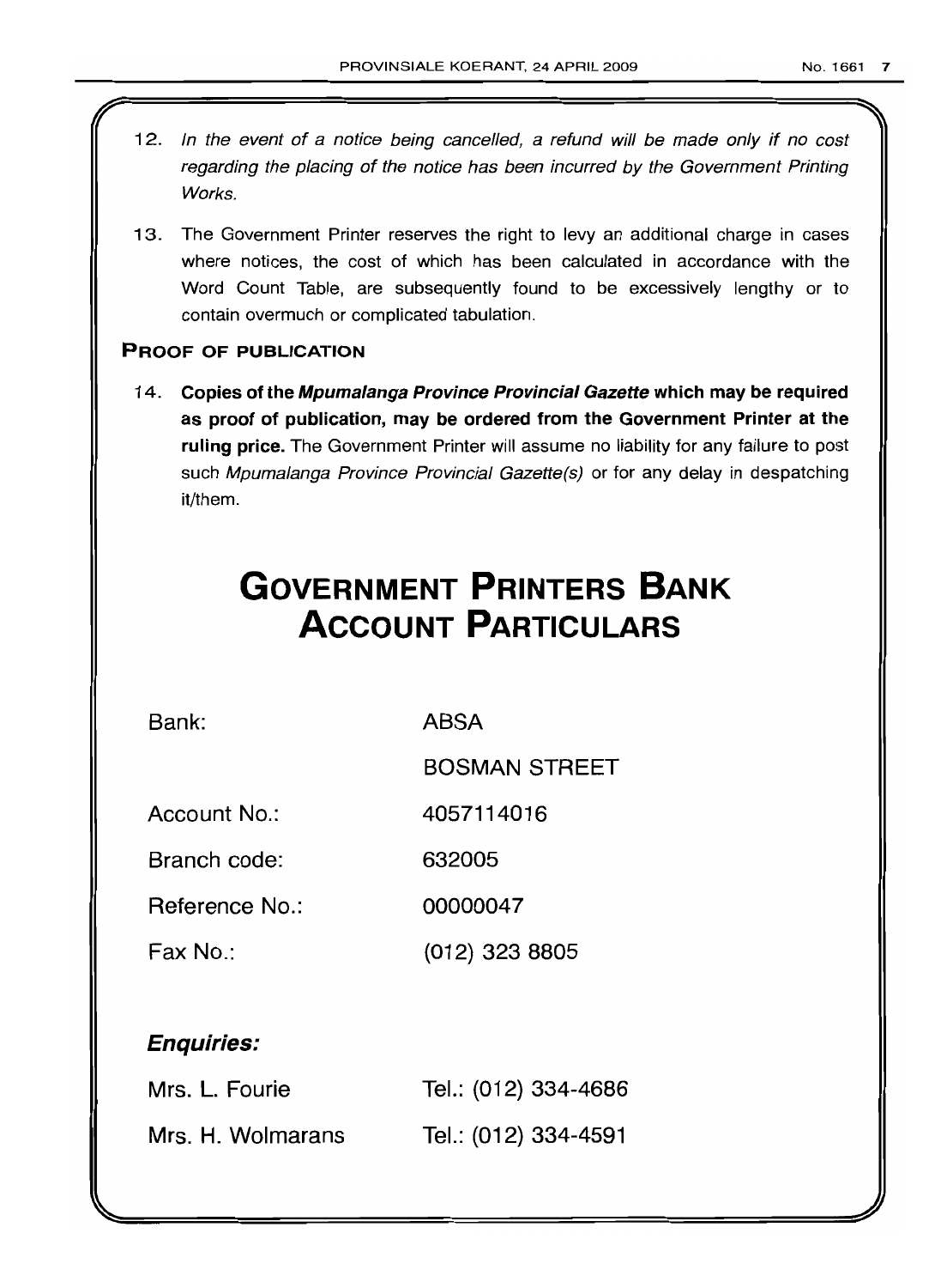12. *In the event of a notice being cancelled, a refund will be made only if no cost regarding the placing of the notice has been incurred by the Government Printing Works.*

13. The Government Printer reserves the right to levy an additional charge in cases where notices, the cost of which has been calculated in accordance with the Word Count Table, are subsequently found to be excessively lengthy or to contain overmuch or complicated tabulation.

### PROOF OF PUBLICATION

14. **Copies of the *Mpumalanga Province Provincial Gazette* which may be required as proof of publication, may be ordered from the Government Printer at the ruling price.** The Government Printer will assume no liability for any failure to post such *Mpumalanga Province Provincial Gazette(s)* or for any delay in despatching it/them.

# GOVERNMENT PRINTERS BANK ACCOUNT PARTICULARS

| | |
|---|---|
| Bank: | ABSA |
| | BOSMAN STREET |
| Account No.: | 4057114016 |
| Branch code: | 632005 |
| Reference No.: | 00000047 |
| Fax No.: | (012) 323 8805 |

### *Enquiries:*

| | |
|---|---|
| Mrs. L. Fourie | Tel.: (012) 334-4686 |
| Mrs. H. Wolmarans | Tel.: (012) 334-4591 |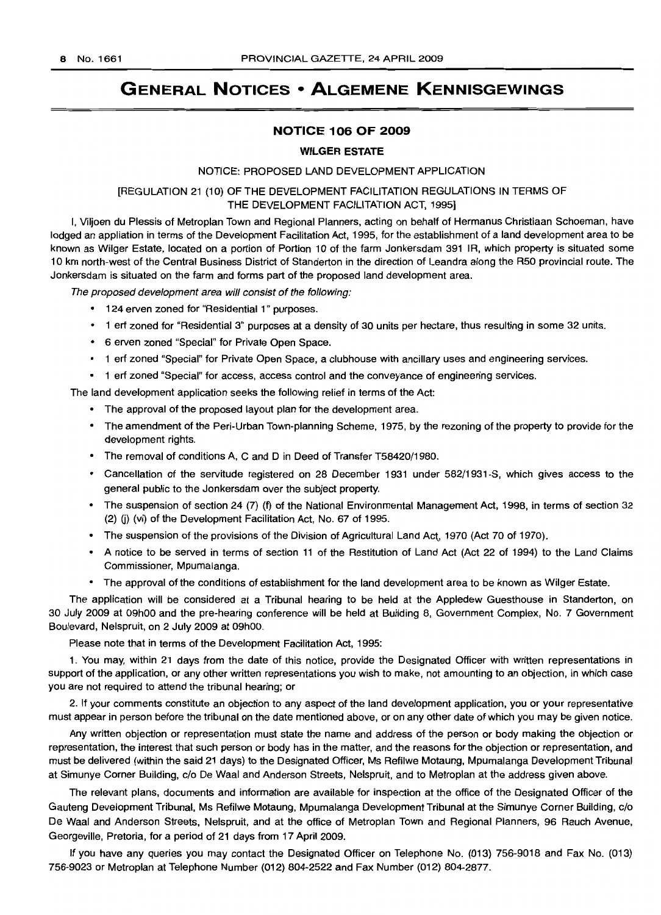# GENERAL NOTICES • ALGEMENE KENNISGEWINGS

## NOTICE 106 OF 2009

### WILGER ESTATE

NOTICE: PROPOSED LAND DEVELOPMENT APPLICATION

[REGULATION 21 (10) OF THE DEVELOPMENT FACILITATION REGULATIONS IN TERMS OF THE DEVELOPMENT FACILITATION ACT, 1995]

I, Viljoen du Plessis of Metroplan Town and Regional Planners, acting on behalf of Hermanus Christiaan Schoeman, have lodged an appliation in terms of the Development Facilitation Act, 1995, for the establishment of a land development area to be known as Wilger Estate, located on a portion of Portion 10 of the farm Jonkersdam 391 IR, which property is situated some 10 km north-west of the Central Business District of Standerton in the direction of Leandra along the R50 provincial route. The Jonkersdam is situated on the farm and forms part of the proposed land development area.

*The proposed development area will consist of the following:*

- 124 erven zoned for "Residential 1" purposes.
- 1 erf zoned for "Residential 3" purposes at a density of 30 units per hectare, thus resulting in some 32 units.
- 6 erven zoned "Special" for Private Open Space.
- 1 erf zoned "Special" for Private Open Space, a clubhouse with ancillary uses and engineering services.
- 1 erf zoned "Special" for access, access control and the conveyance of engineering services.

The land development application seeks the following relief in terms of the Act:

- The approval of the proposed layout plan for the development area.
- The amendment of the Peri-Urban Town-planning Scheme, 1975, by the rezoning of the property to provide for the development rights.
- The removal of conditions A, C and D in Deed of Transfer T58420/1980.
- Cancellation of the servitude registered on 28 December 1931 under 582/1931-S, which gives access to the general public to the Jonkersdam over the subject property.
- The suspension of section 24 (7) (f) of the National Environmental Management Act, 1998, in terms of section 32 (2) (j) (vi) of the Development Facilitation Act, No. 67 of 1995.
- The suspension of the provisions of the Division of Agricultural Land Act, 1970 (Act 70 of 1970).
- A notice to be served in terms of section 11 of the Restitution of Land Act (Act 22 of 1994) to the Land Claims Commissioner, Mpumalanga.
- The approval of the conditions of establishment for the land development area to be known as Wilger Estate.

The application will be considered at a Tribunal hearing to be held at the Appledew Guesthouse in Standerton, on 30 July 2009 at 09h00 and the pre-hearing conference will be held at Building 8, Government Complex, No. 7 Government Boulevard, Nelspruit, on 2 July 2009 at 09h00.

Please note that in terms of the Development Facilitation Act, 1995:

1. You may, within 21 days from the date of this notice, provide the Designated Officer with written representations in support of the application, or any other written representations you wish to make, not amounting to an objection, in which case you are not required to attend the tribunal hearing; or

2. If your comments constitute an objection to any aspect of the land development application, you or your representative must appear in person before the tribunal on the date mentioned above, or on any other date of which you may be given notice.

Any written objection or representation must state the name and address of the person or body making the objection or representation, the interest that such person or body has in the matter, and the reasons for the objection or representation, and must be delivered (within the said 21 days) to the Designated Officer, Ms Refilwe Motaung, Mpumalanga Development Tribunal at Simunye Corner Building, c/o De Waal and Anderson Streets, Nelspruit, and to Metroplan at the address given above.

The relevant plans, documents and information are available for inspection at the office of the Designated Officer of the Gauteng Development Tribunal, Ms Refilwe Motaung, Mpumalanga Development Tribunal at the Simunye Corner Building, c/o De Waal and Anderson Streets, Nelspruit, and at the office of Metroplan Town and Regional Planners, 96 Rauch Avenue, Georgeville, Pretoria, for a period of 21 days from 17 April 2009.

If you have any queries you may contact the Designated Officer on Telephone No. (013) 756-9018 and Fax No. (013) 756-9023 or Metroplan at Telephone Number (012) 804-2522 and Fax Number (012) 804-2877.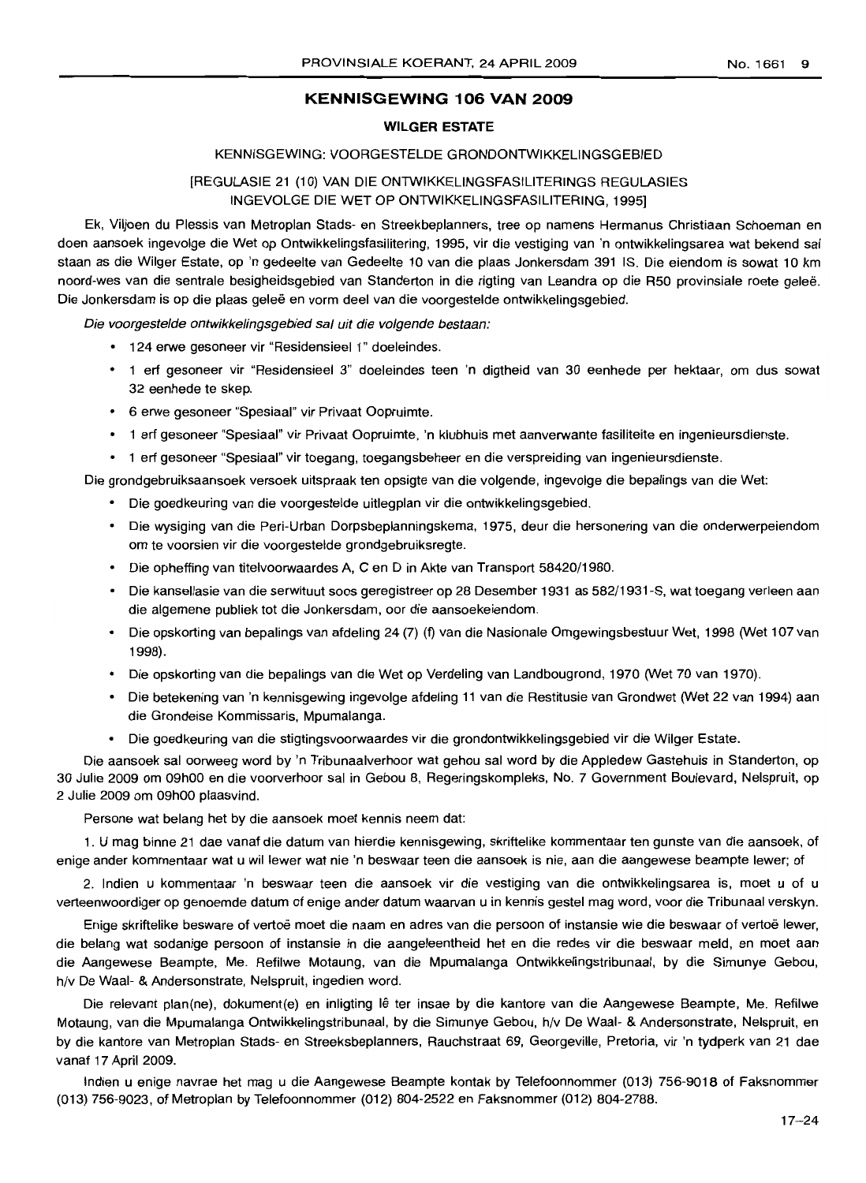# KENNISGEWING 106 VAN 2009

## WILGER ESTATE

KENNISGEWING: VOORGESTELDE GRONDONTWIKKELINGSGEBIED

[REGULASIE 21 (10) VAN DIE ONTWIKKELINGSFASILITERINGS REGULASIES INGEVOLGE DIE WET OP ONTWIKKELINGSFASILITERING, 1995]

Ek, Viljoen du Plessis van Metroplan Stads- en Streekbeplanners, tree op namens Hermanus Christiaan Schoeman en doen aansoek ingevolge die Wet op Ontwikkelingsfasilitering, 1995, vir die vestiging van 'n ontwikkelingsarea wat bekend sal staan as die Wilger Estate, op 'n gedeelte van Gedeelte 10 van die plaas Jonkersdam 391 IS. Die eiendom is sowat 10 km noord-wes van die sentrale besigheidsgebied van Standerton in die rigting van Leandra op die R50 provinsiale roete geleë. Die Jonkersdam is op die plaas geleë en vorm deel van die voorgestelde ontwikkelingsgebied.

*Die voorgestelde ontwikkelingsgebied sal uit die volgende bestaan:*

- 124 erwe gesoneer vir "Residensieel 1" doeleindes.
- 1 erf gesoneer vir "Residensieel 3" doeleindes teen 'n digtheid van 30 eenhede per hektaar, om dus sowat 32 eenhede te skep.
- 6 erwe gesoneer "Spesiaal" vir Privaat Oopruimte.
- 1 erf gesoneer "Spesiaal" vir Privaat Oopruimte, 'n klubhuis met aanverwante fasiliteite en ingenieursdienste.
- 1 erf gesoneer "Spesiaal" vir toegang, toegangsbeheer en die verspreiding van ingenieursdienste.

Die grondgebruiksaansoek versoek uitspraak ten opsigte van die volgende, ingevolge die bepalings van die Wet:

- Die goedkeuring van die voorgestelde uitlegplan vir die ontwikkelingsgebied.
- Die wysiging van die Peri-Urban Dorpsbeplanningskema, 1975, deur die hersonering van die onderwerpeiendom om te voorsien vir die voorgestelde grondgebruiksregte.
- Die opheffing van titelvoorwaardes A, C en D in Akte van Transport 58420/1980.
- Die kansellasie van die serwituut soos geregistreer op 28 Desember 1931 as 582/1931-S, wat toegang verleen aan die algemene publiek tot die Jonkersdam, oor die aansoekeiendom.
- Die opskorting van bepalings van afdeling 24 (7) (f) van die Nasionale Omgewingsbestuur Wet, 1998 (Wet 107 van 1998).
- Die opskorting van die bepalings van die Wet op Verdeling van Landbougrond, 1970 (Wet 70 van 1970).
- Die betekening van 'n kennisgewing ingevolge afdeling 11 van die Restitusie van Grondwet (Wet 22 van 1994) aan die Grondeise Kommissaris, Mpumalanga.
- Die goedkeuring van die stigtingsvoorwaardes vir die grondontwikkelingsgebied vir die Wilger Estate.

Die aansoek sal oorweeg word by 'n Tribunaalverhoor wat gehou sal word by die Appledew Gastehuis in Standerton, op 30 Julie 2009 om 09h00 en die voorverhoor sal in Gebou 8, Regeringskompleks, No. 7 Government Boulevard, Nelspruit, op 2 Julie 2009 om 09h00 plaasvind.

Persone wat belang het by die aansoek moet kennis neem dat:

1. U mag binne 21 dae vanaf die datum van hierdie kennisgewing, skriftelike kommentaar ten gunste van die aansoek, of enige ander kommentaar wat u wil lewer wat nie 'n beswaar teen die aansoek is nie, aan die aangewese beampte lewer; of

2. Indien u kommentaar 'n beswaar teen die aansoek vir die vestiging van die ontwikkelingsarea is, moet u of u verteenwoordiger op genoemde datum of enige ander datum waarvan u in kennis gestel mag word, voor die Tribunaal verskyn.

Enige skriftelike besware of vertoë moet die naam en adres van die persoon of instansie wie die beswaar of vertoë lewer, die belang wat sodanige persoon of instansie in die aangeleentheid het en die redes vir die beswaar meld, en moet aan die Aangewese Beampte, Me. Refilwe Motaung, van die Mpumalanga Ontwikkelingstribunaal, by die Simunye Gebou, h/v De Waal- & Andersonstrate, Nelspruit, ingedien word.

Die relevant plan(ne), dokument(e) en inligting lê ter insae by die kantore van die Aangewese Beampte, Me. Refilwe Motaung, van die Mpumalanga Ontwikkelingstribunaal, by die Simunye Gebou, h/v De Waal- & Andersonstrate, Nelspruit, en by die kantore van Metroplan Stads- en Streeksbeplanners, Rauchstraat 69, Georgeville, Pretoria, vir 'n tydperk van 21 dae vanaf 17 April 2009.

Indien u enige navrae het mag u die Aangewese Beampte kontak by Telefoonnommer (013) 756-9018 of Faksnommer (013) 756-9023, of Metroplan by Telefoonnommer (012) 804-2522 en Faksnommer (012) 804-2788.

17–24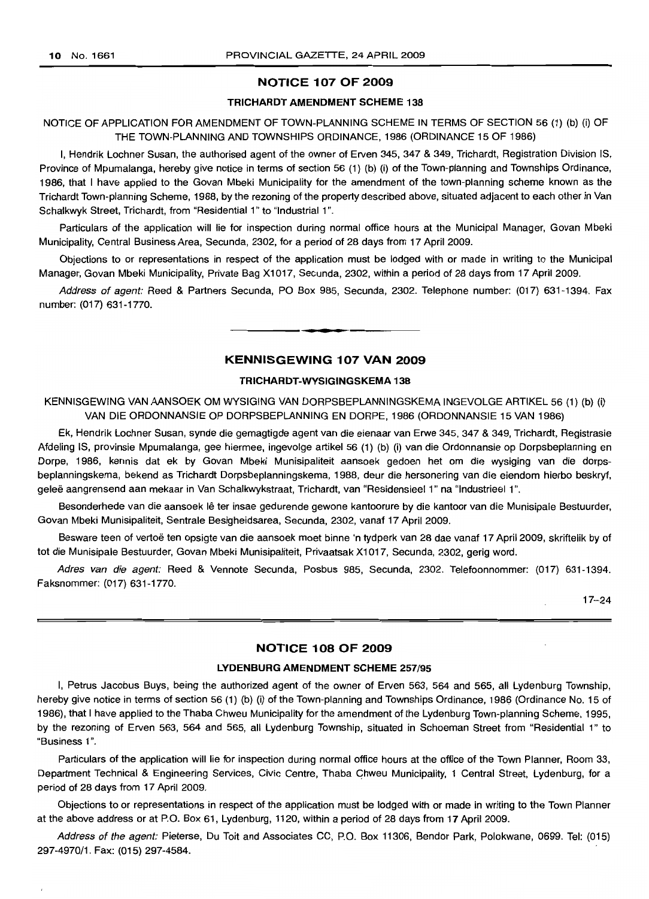## NOTICE 107 OF 2009

### TRICHARDT AMENDMENT SCHEME 138

NOTICE OF APPLICATION FOR AMENDMENT OF TOWN-PLANNING SCHEME IN TERMS OF SECTION 56 (1) (b) (i) OF THE TOWN-PLANNING AND TOWNSHIPS ORDINANCE, 1986 (ORDINANCE 15 OF 1986)

I, Hendrik Lochner Susan, the authorised agent of the owner of Erven 345, 347 & 349, Trichardt, Registration Division IS, Province of Mpumalanga, hereby give notice in terms of section 56 (1) (b) (i) of the Town-planning and Townships Ordinance, 1986, that I have applied to the Govan Mbeki Municipality for the amendment of the town-planning scheme known as the Trichardt Town-planning Scheme, 1988, by the rezoning of the property described above, situated adjacent to each other in Van Schalkwyk Street, Trichardt, from "Residential 1" to "Industrial 1".

Particulars of the application will lie for inspection during normal office hours at the Municipal Manager, Govan Mbeki Municipality, Central Business Area, Secunda, 2302, for a period of 28 days from 17 April 2009.

Objections to or representations in respect of the application must be lodged with or made in writing to the Municipal Manager, Govan Mbeki Municipality, Private Bag X1017, Secunda, 2302, within a period of 28 days from 17 April 2009.

*Address of agent:* Reed & Partners Secunda, PO Box 985, Secunda, 2302. Telephone number: (017) 631-1394. Fax number: (017) 631-1770.

---

## KENNISGEWING 107 VAN 2009

### TRICHARDT-WYSIGINGSKEMA 138

KENNISGEWING VAN AANSOEK OM WYSIGING VAN DORPSBEPLANNINGSKEMA INGEVOLGE ARTIKEL 56 (1) (b) (i) VAN DIE ORDONNANSIE OP DORPSBEPLANNING EN DORPE, 1986 (ORDONNANSIE 15 VAN 1986)

Ek, Hendrik Lochner Susan, synde die gemagtigde agent van die eienaar van Erwe 345, 347 & 349, Trichardt, Registrasie Afdeling IS, provinsie Mpumalanga, gee hiermee, ingevolge artikel 56 (1) (b) (i) van die Ordonnansie op Dorpsbeplanning en Dorpe, 1986, kennis dat ek by Govan Mbeki Munisipaliteit aansoek gedoen het om die wysiging van die dorpsbeplanningskema, bekend as Trichardt Dorpsbeplanningskema, 1988, deur die hersonering van die eiendom hierbo beskryf, geleë aangrensend aan mekaar in Van Schalkwykstraat, Trichardt, van "Residensieel 1" na "Industrieel 1".

Besonderhede van die aansoek lê ter insae gedurende gewone kantoorure by die kantoor van die Munisipale Bestuurder, Govan Mbeki Munisipaliteit, Sentrale Besigheidsarea, Secunda, 2302, vanaf 17 April 2009.

Besware teen of vertoë ten opsigte van die aansoek moet binne 'n tydperk van 28 dae vanaf 17 April 2009, skriftelik by of tot die Munisipale Bestuurder, Govan Mbeki Munisipaliteit, Privaatsak X1017, Secunda, 2302, gerig word.

*Adres van die agent:* Reed & Vennote Secunda, Posbus 985, Secunda, 2302. Telefoonnommer: (017) 631-1394. Faksnommer: (017) 631-1770.

17–24

---

## NOTICE 108 OF 2009

### LYDENBURG AMENDMENT SCHEME 257/95

I, Petrus Jacobus Buys, being the authorized agent of the owner of Erven 563, 564 and 565, all Lydenburg Township, hereby give notice in terms of section 56 (1) (b) (i) of the Town-planning and Townships Ordinance, 1986 (Ordinance No. 15 of 1986), that I have applied to the Thaba Chweu Municipality for the amendment of the Lydenburg Town-planning Scheme, 1995, by the rezoning of Erven 563, 564 and 565, all Lydenburg Township, situated in Schoeman Street from "Residential 1" to "Business 1".

Particulars of the application will lie for inspection during normal office hours at the office of the Town Planner, Room 33, Department Technical & Engineering Services, Civic Centre, Thaba Chweu Municipality, 1 Central Street, Lydenburg, for a period of 28 days from 17 April 2009.

Objections to or representations in respect of the application must be lodged with or made in writing to the Town Planner at the above address or at P.O. Box 61, Lydenburg, 1120, within a period of 28 days from 17 April 2009.

*Address of the agent:* Pieterse, Du Toit and Associates CC, P.O. Box 11306, Bendor Park, Polokwane, 0699. Tel: (015) 297-4970/1. Fax: (015) 297-4584.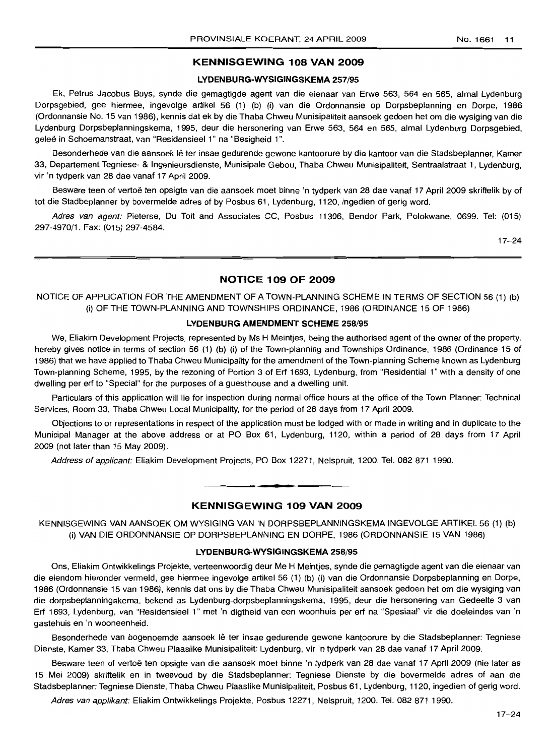## KENNISGEWING 108 VAN 2009

### LYDENBURG-WYSIGINGSKEMA 257/95

Ek, Petrus Jacobus Buys, synde die gemagtigde agent van die eienaar van Erwe 563, 564 en 565, almal Lydenburg Dorpsgebied, gee hiermee, ingevolge artikel 56 (1) (b) (i) van die Ordonnansie op Dorpsbeplanning en Dorpe, 1986 (Ordonnansie No. 15 van 1986), kennis dat ek by die Thaba Chweu Munisipaliteit aansoek gedoen het om die wysiging van die Lydenburg Dorpsbeplanningskema, 1995, deur die hersonering van Erwe 563, 564 en 565, almal Lydenburg Dorpsgebied, geleë in Schoemanstraat, van "Residensieel 1" na "Besigheid 1".

Besonderhede van die aansoek lê ter insae gedurende gewone kantoorure by die kantoor van die Stadsbeplanner, Kamer 33, Departement Tegniese- & Ingenieursdienste, Munisipale Gebou, Thaba Chweu Munisipaliteit, Sentraalstraat 1, Lydenburg, vir 'n tydperk van 28 dae vanaf 17 April 2009.

Besware teen of vertoë ten opsigte van die aansoek moet binne 'n tydperk van 28 dae vanaf 17 April 2009 skriftelik by of tot die Stadbeplanner by bovermelde adres of by Posbus 61, Lydenburg, 1120, ingedien of gerig word.

*Adres van agent:* Pieterse, Du Toit and Associates CC, Posbus 11306, Bendor Park, Polokwane, 0699. Tel: (015) 297-4970/1. Fax: (015) 297-4584.

17–24

## NOTICE 109 OF 2009

NOTICE OF APPLICATION FOR THE AMENDMENT OF A TOWN-PLANNING SCHEME IN TERMS OF SECTION 56 (1) (b) (i) OF THE TOWN-PLANNING AND TOWNSHIPS ORDINANCE, 1986 (ORDINANCE 15 OF 1986)

### LYDENBURG AMENDMENT SCHEME 258/95

We, Eliakim Development Projects, represented by Ms H Meintjes, being the authorised agent of the owner of the property, hereby gives notice in terms of section 56 (1) (b) (i) of the Town-planning and Townships Ordinance, 1986 (Ordinance 15 of 1986) that we have applied to Thaba Chweu Municipality for the amendment of the Town-planning Scheme known as Lydenburg Town-planning Scheme, 1995, by the rezoning of Portion 3 of Erf 1693, Lydenburg, from "Residential 1" with a density of one dwelling per erf to "Special" for the purposes of a guesthouse and a dwelling unit.

Particulars of this application will lie for inspection during normal office hours at the office of the Town Planner: Technical Services, Room 33, Thaba Chweu Local Municipality, for the period of 28 days from 17 April 2009.

Objections to or representations in respect of the application must be lodged with or made in writing and in duplicate to the Municipal Manager at the above address or at PO Box 61, Lydenburg, 1120, within a period of 28 days from 17 April 2009 (not later than 15 May 2009).

*Address of applicant:* Eliakim Development Projects, PO Box 12271, Nelspruit, 1200. Tel. 082 871 1990.

## KENNISGEWING 109 VAN 2009

KENNISGEWING VAN AANSOEK OM WYSIGING VAN 'N DORPSBEPLANNINGSKEMA INGEVOLGE ARTIKEL 56 (1) (b) (i) VAN DIE ORDONNANSIE OP DORPSBEPLANNING EN DORPE, 1986 (ORDONNANSIE 15 VAN 1986)

### LYDENBURG-WYSIGINGSKEMA 258/95

Ons, Eliakim Ontwikkelings Projekte, verteenwoordig deur Me H Meintjes, synde die gemagtigde agent van die eienaar van die eiendom hieronder vermeld, gee hiermee ingevolge artikel 56 (1) (b) (i) van die Ordonnansie Dorpsbeplanning en Dorpe, 1986 (Ordonnansie 15 van 1986), kennis dat ons by die Thaba Chweu Munisipaliteit aansoek gedoen het om die wysiging van die dorpsbeplanningskema, bekend as Lydenburg-dorpsbeplanningskema, 1995, deur die hersonering van Gedeelte 3 van Erf 1693, Lydenburg, van "Residensieel 1" met 'n digtheid van een woonhuis per erf na "Spesiaal" vir die doeleindes van 'n gastehuis en 'n wooneenheid.

Besonderhede van bogenoemde aansoek lê ter insae gedurende gewone kantoorure by die Stadsbeplanner: Tegniese Dienste, Kamer 33, Thaba Chweu Plaaslike Munisipaliteit: Lydenburg, vir 'n tydperk van 28 dae vanaf 17 April 2009.

Besware teen of vertoë ten opsigte van die aansoek moet binne 'n tydperk van 28 dae vanaf 17 April 2009 (nie later as 15 Mei 2009) skriftelik en in tweevoud by die Stadsbeplanner: Tegniese Dienste by die bovermelde adres of aan die Stadsbeplanner: Tegniese Dienste, Thaba Chweu Plaaslike Munisipaliteit, Posbus 61, Lydenburg, 1120, ingedien of gerig word.

*Adres van applikant:* Eliakim Ontwikkelings Projekte, Posbus 12271, Nelspruit, 1200. Tel. 082 871 1990.

17–24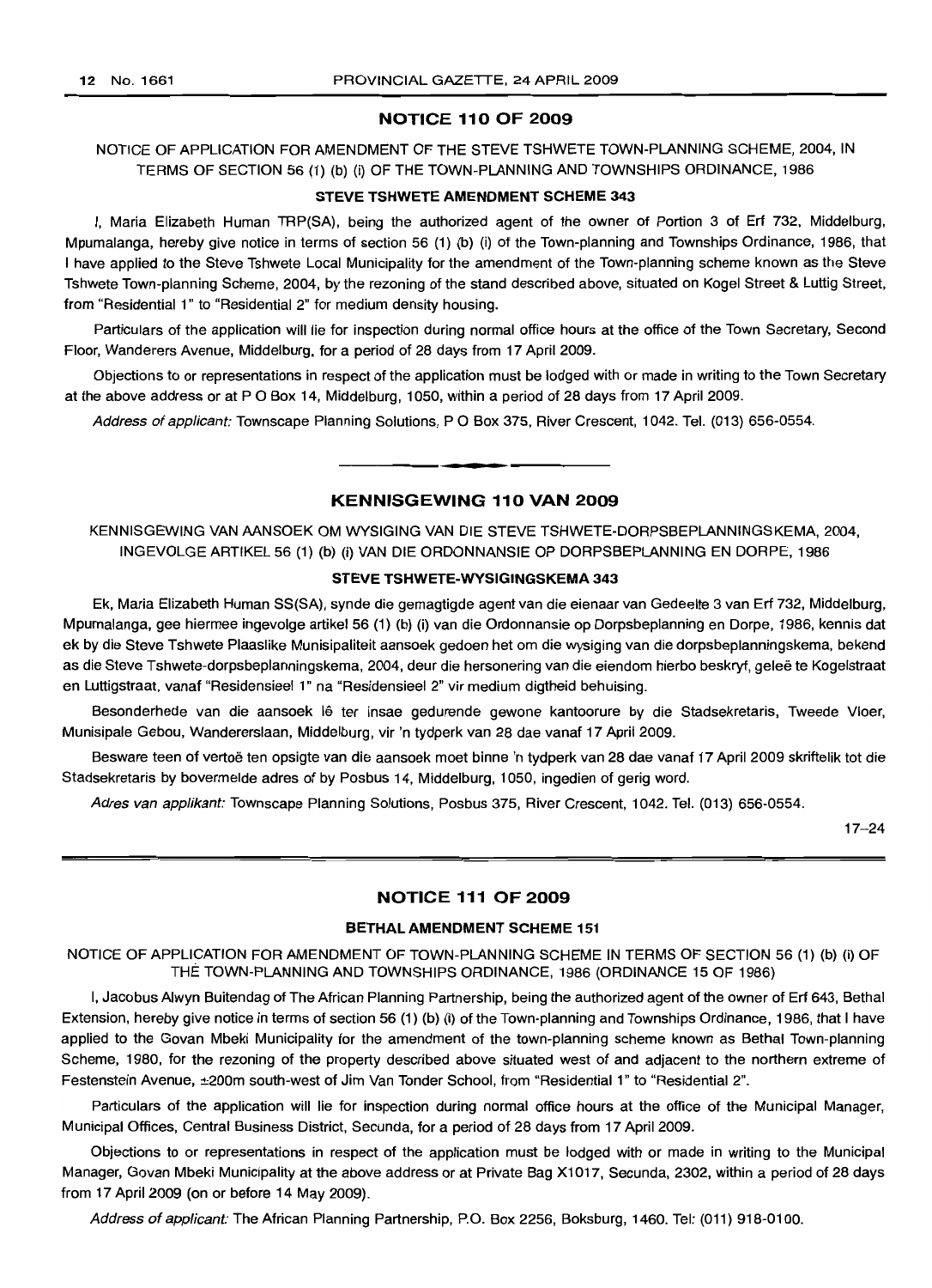## NOTICE 110 OF 2009

NOTICE OF APPLICATION FOR AMENDMENT OF THE STEVE TSHWETE TOWN-PLANNING SCHEME, 2004, IN TERMS OF SECTION 56 (1) (b) (i) OF THE TOWN-PLANNING AND TOWNSHIPS ORDINANCE, 1986

### STEVE TSHWETE AMENDMENT SCHEME 343

I, Maria Elizabeth Human TRP(SA), being the authorized agent of the owner of Portion 3 of Erf 732, Middelburg, Mpumalanga, hereby give notice in terms of section 56 (1) (b) (i) of the Town-planning and Townships Ordinance, 1986, that I have applied to the Steve Tshwete Local Municipality for the amendment of the Town-planning scheme known as the Steve Tshwete Town-planning Scheme, 2004, by the rezoning of the stand described above, situated on Kogel Street & Luttig Street, from "Residential 1" to "Residential 2" for medium density housing.

Particulars of the application will lie for inspection during normal office hours at the office of the Town Secretary, Second Floor, Wanderers Avenue, Middelburg, for a period of 28 days from 17 April 2009.

Objections to or representations in respect of the application must be lodged with or made in writing to the Town Secretary at the above address or at P O Box 14, Middelburg, 1050, within a period of 28 days from 17 April 2009.

*Address of applicant:* Townscape Planning Solutions, P O Box 375, River Crescent, 1042. Tel. (013) 656-0554.

---

## KENNISGEWING 110 VAN 2009

KENNISGEWING VAN AANSOEK OM WYSIGING VAN DIE STEVE TSHWETE-DORPSBEPLANNINGSKEMA, 2004, INGEVOLGE ARTIKEL 56 (1) (b) (i) VAN DIE ORDONNANSIE OP DORPSBEPLANNING EN DORPE, 1986

### STEVE TSHWETE-WYSIGINGSKEMA 343

Ek, Maria Elizabeth Human SS(SA), synde die gemagtigde agent van die eienaar van Gedeelte 3 van Erf 732, Middelburg, Mpumalanga, gee hiermee ingevolge artikel 56 (1) (b) (i) van die Ordonnansie op Dorpsbeplanning en Dorpe, 1986, kennis dat ek by die Steve Tshwete Plaaslike Munisipaliteit aansoek gedoen het om die wysiging van die dorpsbeplanningskema, bekend as die Steve Tshwete-dorpsbeplanningskema, 2004, deur die hersonering van die eiendom hierbo beskryf, geleë te Kogelstraat en Luttigstraat, vanaf "Residensieel 1" na "Residensieel 2" vir medium digtheid behuising.

Besonderhede van die aansoek lê ter insae gedurende gewone kantoorure by die Stadsekretaris, Tweede Vloer, Munisipale Gebou, Wandererslaan, Middelburg, vir 'n tydperk van 28 dae vanaf 17 April 2009.

Besware teen of vertoë ten opsigte van die aansoek moet binne 'n tydperk van 28 dae vanaf 17 April 2009 skriftelik tot die Stadsekretaris by bovermelde adres of by Posbus 14, Middelburg, 1050, ingedien of gerig word.

*Adres van applikant:* Townscape Planning Solutions, Posbus 375, River Crescent, 1042. Tel. (013) 656-0554.

17–24

---

## NOTICE 111 OF 2009

### BETHAL AMENDMENT SCHEME 151

NOTICE OF APPLICATION FOR AMENDMENT OF TOWN-PLANNING SCHEME IN TERMS OF SECTION 56 (1) (b) (i) OF THE TOWN-PLANNING AND TOWNSHIPS ORDINANCE, 1986 (ORDINANCE 15 OF 1986)

I, Jacobus Alwyn Buitendag of The African Planning Partnership, being the authorized agent of the owner of Erf 643, Bethal Extension, hereby give notice in terms of section 56 (1) (b) (i) of the Town-planning and Townships Ordinance, 1986, that I have applied to the Govan Mbeki Municipality for the amendment of the town-planning scheme known as Bethal Town-planning Scheme, 1980, for the rezoning of the property described above situated west of and adjacent to the northern extreme of Festenstein Avenue, ±200m south-west of Jim Van Tonder School, from "Residential 1" to "Residential 2".

Particulars of the application will lie for inspection during normal office hours at the office of the Municipal Manager, Municipal Offices, Central Business District, Secunda, for a period of 28 days from 17 April 2009.

Objections to or representations in respect of the application must be lodged with or made in writing to the Municipal Manager, Govan Mbeki Municipality at the above address or at Private Bag X1017, Secunda, 2302, within a period of 28 days from 17 April 2009 (on or before 14 May 2009).

*Address of applicant:* The African Planning Partnership, P.O. Box 2256, Boksburg, 1460. Tel: (011) 918-0100.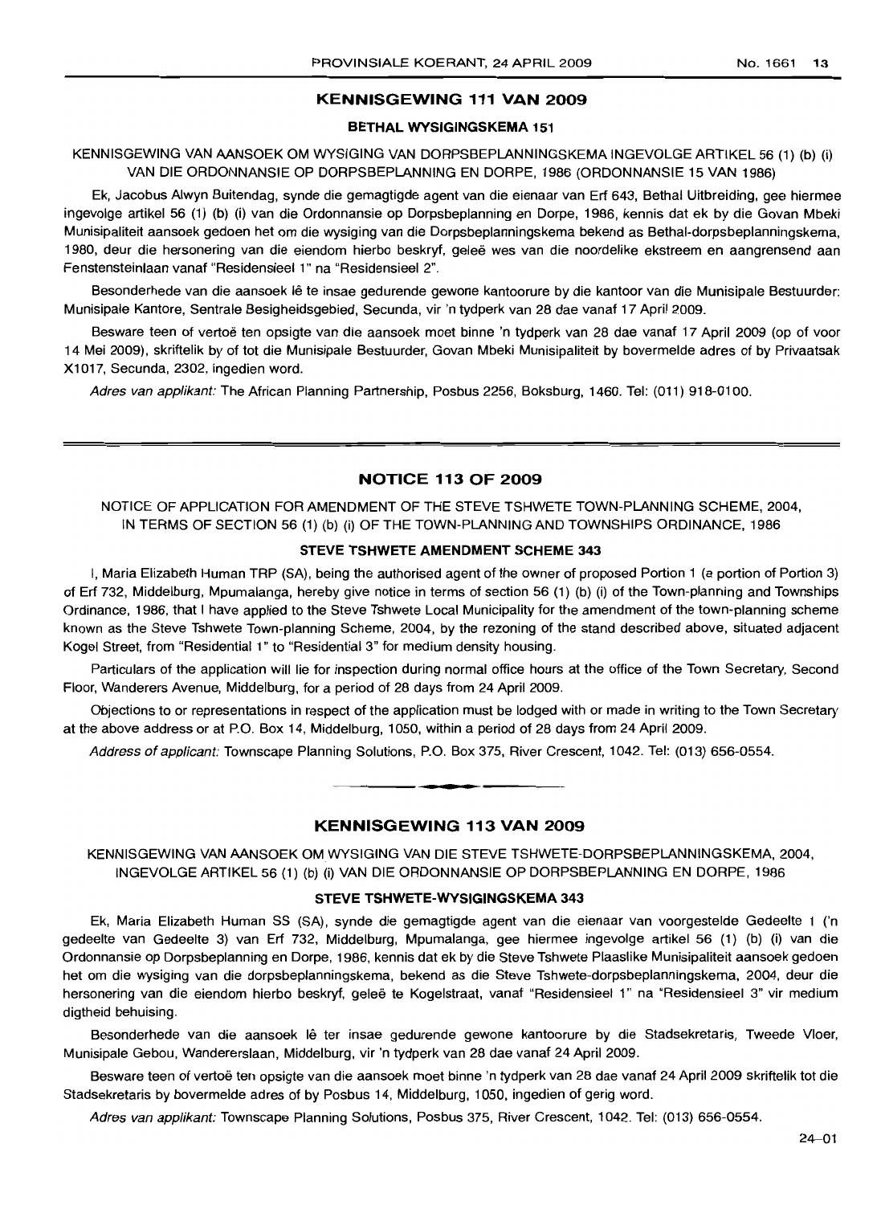## KENNISGEWING 111 VAN 2009

### BETHAL WYSIGINGSKEMA 151

KENNISGEWING VAN AANSOEK OM WYSIGING VAN DORPSBEPLANNINGSKEMA INGEVOLGE ARTIKEL 56 (1) (b) (i) VAN DIE ORDONNANSIE OP DORPSBEPLANNING EN DORPE, 1986 (ORDONNANSIE 15 VAN 1986)

Ek, Jacobus Alwyn Buitendag, synde die gemagtigde agent van die eienaar van Erf 643, Bethal Uitbreiding, gee hiermee ingevolge artikel 56 (1) (b) (i) van die Ordonnansie op Dorpsbeplanning en Dorpe, 1986, kennis dat ek by die Govan Mbeki Munisipaliteit aansoek gedoen het om die wysiging van die Dorpsbeplanningskema bekend as Bethal-dorpsbeplanningskema, 1980, deur die hersonering van die eiendom hierbo beskryf, geleë wes van die noordelike ekstreem en aangrensend aan Fenstensteinlaan vanaf "Residensieel 1" na "Residensieel 2".

Besonderhede van die aansoek lê te insae gedurende gewone kantoorure by die kantoor van die Munisipale Bestuurder: Munisipale Kantore, Sentrale Besigheidsgebied, Secunda, vir 'n tydperk van 28 dae vanaf 17 April 2009.

Besware teen of vertoë ten opsigte van die aansoek moet binne 'n tydperk van 28 dae vanaf 17 April 2009 (op of voor 14 Mei 2009), skriftelik by of tot die Munisipale Bestuurder, Govan Mbeki Munisipaliteit by bovermelde adres of by Privaatsak X1017, Secunda, 2302, ingedien word.

*Adres van applikant:* The African Planning Partnership, Posbus 2256, Boksburg, 1460. Tel: (011) 918-0100.

---

## NOTICE 113 OF 2009

NOTICE OF APPLICATION FOR AMENDMENT OF THE STEVE TSHWETE TOWN-PLANNING SCHEME, 2004, IN TERMS OF SECTION 56 (1) (b) (i) OF THE TOWN-PLANNING AND TOWNSHIPS ORDINANCE, 1986

### STEVE TSHWETE AMENDMENT SCHEME 343

I, Maria Elizabeth Human TRP (SA), being the authorised agent of the owner of proposed Portion 1 (a portion of Portion 3) of Erf 732, Middelburg, Mpumalanga, hereby give notice in terms of section 56 (1) (b) (i) of the Town-planning and Townships Ordinance, 1986, that I have applied to the Steve Tshwete Local Municipality for the amendment of the town-planning scheme known as the Steve Tshwete Town-planning Scheme, 2004, by the rezoning of the stand described above, situated adjacent Kogel Street, from "Residential 1" to "Residential 3" for medium density housing.

Particulars of the application will lie for inspection during normal office hours at the office of the Town Secretary, Second Floor, Wanderers Avenue, Middelburg, for a period of 28 days from 24 April 2009.

Objections to or representations in respect of the application must be lodged with or made in writing to the Town Secretary at the above address or at P.O. Box 14, Middelburg, 1050, within a period of 28 days from 24 April 2009.

*Address of applicant:* Townscape Planning Solutions, P.O. Box 375, River Crescent, 1042. Tel: (013) 656-0554.

---

## KENNISGEWING 113 VAN 2009

KENNISGEWING VAN AANSOEK OM WYSIGING VAN DIE STEVE TSHWETE-DORPSBEPLANNINGSKEMA, 2004, INGEVOLGE ARTIKEL 56 (1) (b) (i) VAN DIE ORDONNANSIE OP DORPSBEPLANNING EN DORPE, 1986

### STEVE TSHWETE-WYSIGINGSKEMA 343

Ek, Maria Elizabeth Human SS (SA), synde die gemagtigde agent van die eienaar van voorgestelde Gedeelte 1 ('n gedeelte van Gedeelte 3) van Erf 732, Middelburg, Mpumalanga, gee hiermee ingevolge artikel 56 (1) (b) (i) van die Ordonnansie op Dorpsbeplanning en Dorpe, 1986, kennis dat ek by die Steve Tshwete Plaaslike Munisipaliteit aansoek gedoen het om die wysiging van die dorpsbeplanningskema, bekend as die Steve Tshwete-dorpsbeplanningskema, 2004, deur die hersonering van die eiendom hierbo beskryf, geleë te Kogelstraat, vanaf "Residensieel 1" na "Residensieel 3" vir medium digtheid behuising.

Besonderhede van die aansoek lê ter insae gedurende gewone kantoorure by die Stadsekretaris, Tweede Vloer, Munisipale Gebou, Wandererslaan, Middelburg, vir 'n tydperk van 28 dae vanaf 24 April 2009.

Besware teen of vertoë ten opsigte van die aansoek moet binne 'n tydperk van 28 dae vanaf 24 April 2009 skriftelik tot die Stadsekretaris by bovermelde adres of by Posbus 14, Middelburg, 1050, ingedien of gerig word.

*Adres van applikant:* Townscape Planning Solutions, Posbus 375, River Crescent, 1042. Tel: (013) 656-0554.

24–01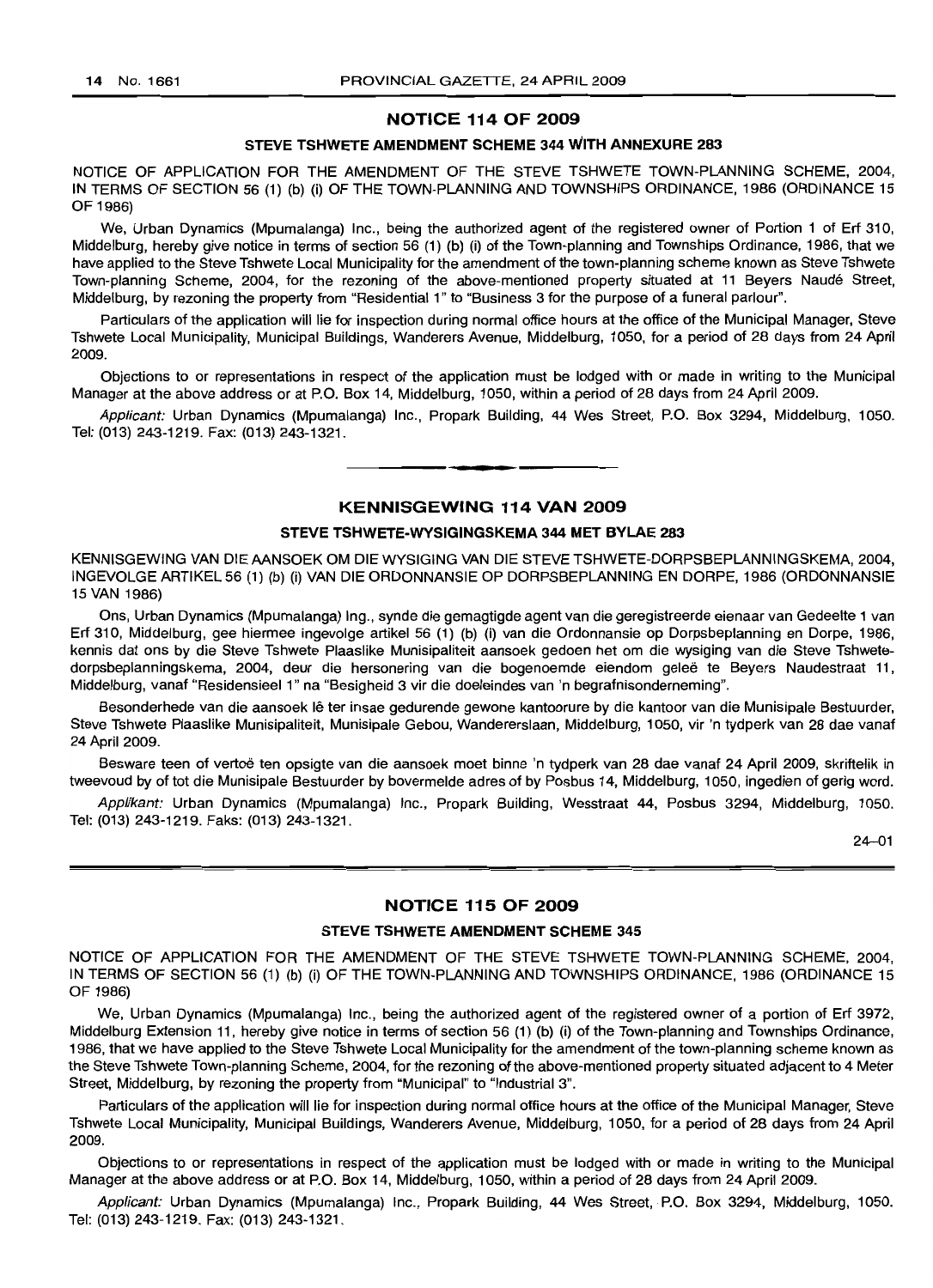## NOTICE 114 OF 2009

### STEVE TSHWETE AMENDMENT SCHEME 344 WITH ANNEXURE 283

NOTICE OF APPLICATION FOR THE AMENDMENT OF THE STEVE TSHWETE TOWN-PLANNING SCHEME, 2004, IN TERMS OF SECTION 56 (1) (b) (i) OF THE TOWN-PLANNING AND TOWNSHIPS ORDINANCE, 1986 (ORDINANCE 15 OF 1986)

We, Urban Dynamics (Mpumalanga) Inc., being the authorized agent of the registered owner of Portion 1 of Erf 310, Middelburg, hereby give notice in terms of section 56 (1) (b) (i) of the Town-planning and Townships Ordinance, 1986, that we have applied to the Steve Tshwete Local Municipality for the amendment of the town-planning scheme known as Steve Tshwete Town-planning Scheme, 2004, for the rezoning of the above-mentioned property situated at 11 Beyers Naudé Street, Middelburg, by rezoning the property from "Residential 1" to "Business 3 for the purpose of a funeral parlour".

Particulars of the application will lie for inspection during normal office hours at the office of the Municipal Manager, Steve Tshwete Local Municipality, Municipal Buildings, Wanderers Avenue, Middelburg, 1050, for a period of 28 days from 24 April 2009.

Objections to or representations in respect of the application must be lodged with or made in writing to the Municipal Manager at the above address or at P.O. Box 14, Middelburg, 1050, within a period of 28 days from 24 April 2009.

*Applicant:* Urban Dynamics (Mpumalanga) Inc., Propark Building, 44 Wes Street, P.O. Box 3294, Middelburg, 1050. Tel: (013) 243-1219. Fax: (013) 243-1321.

---

## KENNISGEWING 114 VAN 2009

### STEVE TSHWETE-WYSIGINGSKEMA 344 MET BYLAE 283

KENNISGEWING VAN DIE AANSOEK OM DIE WYSIGING VAN DIE STEVE TSHWETE-DORPSBEPLANNINGSKEMA, 2004, INGEVOLGE ARTIKEL 56 (1) (b) (i) VAN DIE ORDONNANSIE OP DORPSBEPLANNING EN DORPE, 1986 (ORDONNANSIE 15 VAN 1986)

Ons, Urban Dynamics (Mpumalanga) Ing., synde die gemagtigde agent van die geregistreerde eienaar van Gedeelte 1 van Erf 310, Middelburg, gee hiermee ingevolge artikel 56 (1) (b) (i) van die Ordonnansie op Dorpsbeplanning en Dorpe, 1986, kennis dat ons by die Steve Tshwete Plaaslike Munisipaliteit aansoek gedoen het om die wysiging van die Steve Tshwete-dorpsbeplanningskema, 2004, deur die hersonering van die bogenoemde eiendom geleë te Beyers Naudestraat 11, Middelburg, vanaf "Residensieel 1" na "Besigheid 3 vir die doeleindes van 'n begrafnisonderneming".

Besonderhede van die aansoek lê ter insae gedurende gewone kantoorure by die kantoor van die Munisipale Bestuurder, Steve Tshwete Plaaslike Munisipaliteit, Munisipale Gebou, Wandererslaan, Middelburg, 1050, vir 'n tydperk van 28 dae vanaf 24 April 2009.

Besware teen of vertoë ten opsigte van die aansoek moet binne 'n tydperk van 28 dae vanaf 24 April 2009, skriftelik in tweevoud by of tot die Munisipale Bestuurder by bovermelde adres of by Posbus 14, Middelburg, 1050, ingedien of gerig word.

*Applikant:* Urban Dynamics (Mpumalanga) Inc., Propark Building, Wesstraat 44, Posbus 3294, Middelburg, 1050. Tel: (013) 243-1219. Faks: (013) 243-1321.

24–01

---

## NOTICE 115 OF 2009

### STEVE TSHWETE AMENDMENT SCHEME 345

NOTICE OF APPLICATION FOR THE AMENDMENT OF THE STEVE TSHWETE TOWN-PLANNING SCHEME, 2004, IN TERMS OF SECTION 56 (1) (b) (i) OF THE TOWN-PLANNING AND TOWNSHIPS ORDINANCE, 1986 (ORDINANCE 15 OF 1986)

We, Urban Dynamics (Mpumalanga) Inc., being the authorized agent of the registered owner of a portion of Erf 3972, Middelburg Extension 11, hereby give notice in terms of section 56 (1) (b) (i) of the Town-planning and Townships Ordinance, 1986, that we have applied to the Steve Tshwete Local Municipality for the amendment of the town-planning scheme known as the Steve Tshwete Town-planning Scheme, 2004, for the rezoning of the above-mentioned property situated adjacent to 4 Meter Street, Middelburg, by rezoning the property from "Municipal" to "Industrial 3".

Particulars of the application will lie for inspection during normal office hours at the office of the Municipal Manager, Steve Tshwete Local Municipality, Municipal Buildings, Wanderers Avenue, Middelburg, 1050, for a period of 28 days from 24 April 2009.

Objections to or representations in respect of the application must be lodged with or made in writing to the Municipal Manager at the above address or at P.O. Box 14, Middelburg, 1050, within a period of 28 days from 24 April 2009.

*Applicant:* Urban Dynamics (Mpumalanga) Inc., Propark Building, 44 Wes Street, P.O. Box 3294, Middelburg, 1050. Tel: (013) 243-1219. Fax: (013) 243-1321.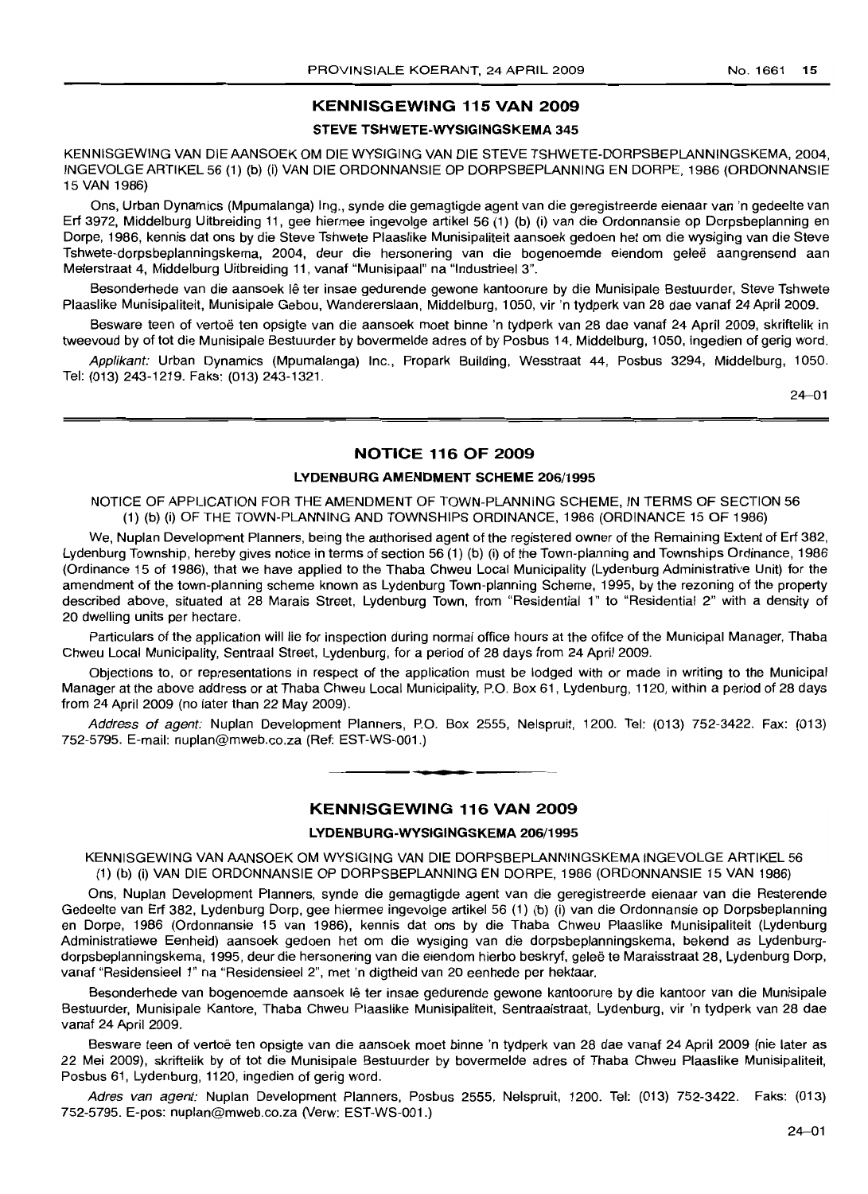## KENNISGEWING 115 VAN 2009

### STEVE TSHWETE-WYSIGINGSKEMA 345

KENNISGEWING VAN DIE AANSOEK OM DIE WYSIGING VAN DIE STEVE TSHWETE-DORPSBEPLANNINGSKEMA, 2004, INGEVOLGE ARTIKEL 56 (1) (b) (i) VAN DIE ORDONNANSIE OP DORPSBEPLANNING EN DORPE, 1986 (ORDONNANSIE 15 VAN 1986)

Ons, Urban Dynamics (Mpumalanga) Ing., synde die gemagtigde agent van die geregistreerde eienaar van 'n gedeelte van Erf 3972, Middelburg Uitbreiding 11, gee hiermee ingevolge artikel 56 (1) (b) (i) van die Ordonnansie op Dorpsbeplanning en Dorpe, 1986, kennis dat ons by die Steve Tshwete Plaaslike Munisipaliteit aansoek gedoen het om die wysiging van die Steve Tshwete-dorpsbeplanningskema, 2004, deur die hersonering van die bogenoemde eiendom geleë aangrensend aan Meterstraat 4, Middelburg Uitbreiding 11, vanaf "Munisipaal" na "Industrieel 3".

Besonderhede van die aansoek lê ter insae gedurende gewone kantoorure by die Munisipale Bestuurder, Steve Tshwete Plaaslike Munisipaliteit, Munisipale Gebou, Wandererslaan, Middelburg, 1050, vir 'n tydperk van 28 dae vanaf 24 April 2009.

Besware teen of vertoë ten opsigte van die aansoek moet binne 'n tydperk van 28 dae vanaf 24 April 2009, skriftelik in tweevoud by of tot die Munisipale Bestuurder by bovermelde adres of by Posbus 14, Middelburg, 1050, ingedien of gerig word.

*Applikant:* Urban Dynamics (Mpumalanga) Inc., Propark Building, Wesstraat 44, Posbus 3294, Middelburg, 1050. Tel: (013) 243-1219. Faks: (013) 243-1321.

24–01

## NOTICE 116 OF 2009

### LYDENBURG AMENDMENT SCHEME 206/1995

NOTICE OF APPLICATION FOR THE AMENDMENT OF TOWN-PLANNING SCHEME, IN TERMS OF SECTION 56 (1) (b) (i) OF THE TOWN-PLANNING AND TOWNSHIPS ORDINANCE, 1986 (ORDINANCE 15 OF 1986)

We, Nuplan Development Planners, being the authorised agent of the registered owner of the Remaining Extent of Erf 382, Lydenburg Township, hereby gives notice in terms of section 56 (1) (b) (i) of the Town-planning and Townships Ordinance, 1986 (Ordinance 15 of 1986), that we have applied to the Thaba Chweu Local Municipality (Lydenburg Administrative Unit) for the amendment of the town-planning scheme known as Lydenburg Town-planning Scheme, 1995, by the rezoning of the property described above, situated at 28 Marais Street, Lydenburg Town, from "Residential 1" to "Residential 2" with a density of 20 dwelling units per hectare.

Particulars of the application will lie for inspection during normal office hours at the offfce of the Municipal Manager, Thaba Chweu Local Municipality, Sentraal Street, Lydenburg, for a period of 28 days from 24 April 2009.

Objections to, or representations in respect of the application must be lodged with or made in writing to the Municipal Manager at the above address or at Thaba Chweu Local Municipality, P.O. Box 61, Lydenburg, 1120, within a period of 28 days from 24 April 2009 (no later than 22 May 2009).

*Address of agent:* Nuplan Development Planners, P.O. Box 2555, Nelspruit, 1200. Tel: (013) 752-3422. Fax: (013) 752-5795. E-mail: nuplan@mweb.co.za (Ref: EST-WS-001.)

## KENNISGEWING 116 VAN 2009

### LYDENBURG-WYSIGINGSKEMA 206/1995

KENNISGEWING VAN AANSOEK OM WYSIGING VAN DIE DORPSBEPLANNINGSKEMA INGEVOLGE ARTIKEL 56 (1) (b) (i) VAN DIE ORDONNANSIE OP DORPSBEPLANNING EN DORPE, 1986 (ORDONNANSIE 15 VAN 1986)

Ons, Nuplan Development Planners, synde die gemagtigde agent van die geregistreerde eienaar van die Resterende Gedeelte van Erf 382, Lydenburg Dorp, gee hiermee ingevolge artikel 56 (1) (b) (i) van die Ordonnansie op Dorpsbeplanning en Dorpe, 1986 (Ordonnansie 15 van 1986), kennis dat ons by die Thaba Chweu Plaaslike Munisipaliteit (Lydenburg Administratiewe Eenheid) aansoek gedoen het om die wysiging van die dorpsbeplanningskema, bekend as Lydenburg-dorpsbeplanningskema, 1995, deur die hersonering van die eiendom hierbo beskryf, geleë te Maraisstraat 28, Lydenburg Dorp, vanaf "Residensieel 1" na "Residensieel 2", met 'n digtheid van 20 eenhede per hektaar.

Besonderhede van bogenoemde aansoek lê ter insae gedurende gewone kantoorure by die kantoor van die Munisipale Bestuurder, Munisipale Kantore, Thaba Chweu Plaaslike Munisipaliteit, Sentraalstraat, Lydenburg, vir 'n tydperk van 28 dae vanaf 24 April 2009.

Besware teen of vertoë ten opsigte van die aansoek moet binne 'n tydperk van 28 dae vanaf 24 April 2009 (nie later as 22 Mei 2009), skriftelik by of tot die Munisipale Bestuurder by bovermelde adres of Thaba Chweu Plaaslike Munisipaliteit, Posbus 61, Lydenburg, 1120, ingedien of gerig word.

*Adres van agent:* Nuplan Development Planners, Posbus 2555, Nelspruit, 1200. Tel: (013) 752-3422. Faks: (013) 752-5795. E-pos: nuplan@mweb.co.za (Verw: EST-WS-001.)

24–01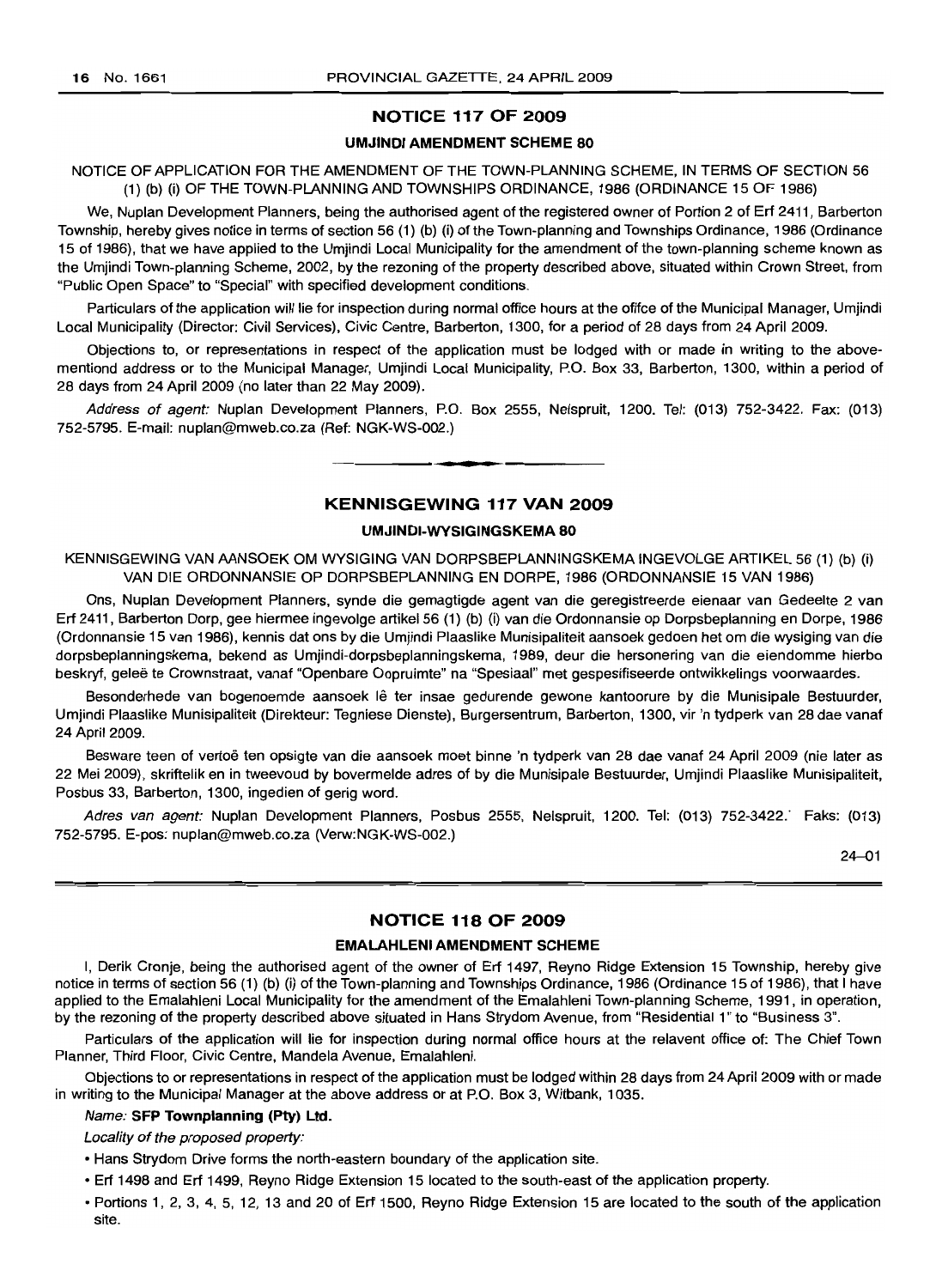## NOTICE 117 OF 2009

### UMJINDI AMENDMENT SCHEME 80

NOTICE OF APPLICATION FOR THE AMENDMENT OF THE TOWN-PLANNING SCHEME, IN TERMS OF SECTION 56 (1) (b) (i) OF THE TOWN-PLANNING AND TOWNSHIPS ORDINANCE, 1986 (ORDINANCE 15 OF 1986)

We, Nuplan Development Planners, being the authorised agent of the registered owner of Portion 2 of Erf 2411, Barberton Township, hereby gives notice in terms of section 56 (1) (b) (i) of the Town-planning and Townships Ordinance, 1986 (Ordinance 15 of 1986), that we have applied to the Umjindi Local Municipality for the amendment of the town-planning scheme known as the Umjindi Town-planning Scheme, 2002, by the rezoning of the property described above, situated within Crown Street, from "Public Open Space" to "Special" with specified development conditions.

Particulars of the application will lie for inspection during normal office hours at the offfce of the Municipal Manager, Umjindi Local Municipality (Director: Civil Services), Civic Centre, Barberton, 1300, for a period of 28 days from 24 April 2009.

Objections to, or representations in respect of the application must be lodged with or made in writing to the above-mentiond address or to the Municipal Manager, Umjindi Local Municipality, P.O. Box 33, Barberton, 1300, within a period of 28 days from 24 April 2009 (no later than 22 May 2009).

*Address of agent:* Nuplan Development Planners, P.O. Box 2555, Nelspruit, 1200. Tel: (013) 752-3422. Fax: (013) 752-5795. E-mail: nuplan@mweb.co.za (Ref: NGK-WS-002.)

## KENNISGEWING 117 VAN 2009

### UMJINDI-WYSIGINGSKEMA 80

KENNISGEWING VAN AANSOEK OM WYSIGING VAN DORPSBEPLANNINGSKEMA INGEVOLGE ARTIKEL 56 (1) (b) (i) VAN DIE ORDONNANSIE OP DORPSBEPLANNING EN DORPE, 1986 (ORDONNANSIE 15 VAN 1986)

Ons, Nuplan Development Planners, synde die gemagtigde agent van die geregistreerde eienaar van Gedeelte 2 van Erf 2411, Barberton Dorp, gee hiermee ingevolge artikel 56 (1) (b) (i) van die Ordonnansie op Dorpsbeplanning en Dorpe, 1986 (Ordonnansie 15 van 1986), kennis dat ons by die Umjindi Plaaslike Munisipaliteit aansoek gedoen het om die wysiging van die dorpsbeplanningskema, bekend as Umjindi-dorpsbeplanningskema, 1989, deur die hersonering van die eiendomme hierbo beskryf, geleë te Crownstraat, vanaf "Openbare Oopruimte" na "Spesiaal" met gespesifiseerde ontwikkelings voorwaardes.

Besonderhede van bogenoemde aansoek lê ter insae gedurende gewone kantoorure by die Munisipale Bestuurder, Umjindi Plaaslike Munisipaliteit (Direkteur: Tegniese Dienste), Burgersentrum, Barberton, 1300, vir 'n tydperk van 28 dae vanaf 24 April 2009.

Besware teen of vertoë ten opsigte van die aansoek moet binne 'n tydperk van 28 dae vanaf 24 April 2009 (nie later as 22 Mei 2009), skriftelik en in tweevoud by bovermelde adres of by die Munisipale Bestuurder, Umjindi Plaaslike Munisipaliteit, Posbus 33, Barberton, 1300, ingedien of gerig word.

*Adres van agent:* Nuplan Development Planners, Posbus 2555, Nelspruit, 1200. Tel: (013) 752-3422. Faks: (013) 752-5795. E-pos: nuplan@mweb.co.za (Verw:NGK-WS-002.)

24–01

## NOTICE 118 OF 2009

### EMALAHLENI AMENDMENT SCHEME

I, Derik Cronje, being the authorised agent of the owner of Erf 1497, Reyno Ridge Extension 15 Township, hereby give notice in terms of section 56 (1) (b) (i) of the Town-planning and Townships Ordinance, 1986 (Ordinance 15 of 1986), that I have applied to the Emalahleni Local Municipality for the amendment of the Emalahleni Town-planning Scheme, 1991, in operation, by the rezoning of the property described above situated in Hans Strydom Avenue, from "Residential 1" to "Business 3".

Particulars of the application will lie for inspection during normal office hours at the relavent office of: The Chief Town Planner, Third Floor, Civic Centre, Mandela Avenue, Emalahleni.

Objections to or representations in respect of the application must be lodged within 28 days from 24 April 2009 with or made in writing to the Municipal Manager at the above address or at P.O. Box 3, Witbank, 1035.

*Name:* **SFP Townplanning (Pty) Ltd.**

*Locality of the proposed property:*

- Hans Strydom Drive forms the north-eastern boundary of the application site.
- Erf 1498 and Erf 1499, Reyno Ridge Extension 15 located to the south-east of the application property.
- Portions 1, 2, 3, 4, 5, 12, 13 and 20 of Erf 1500, Reyno Ridge Extension 15 are located to the south of the application site.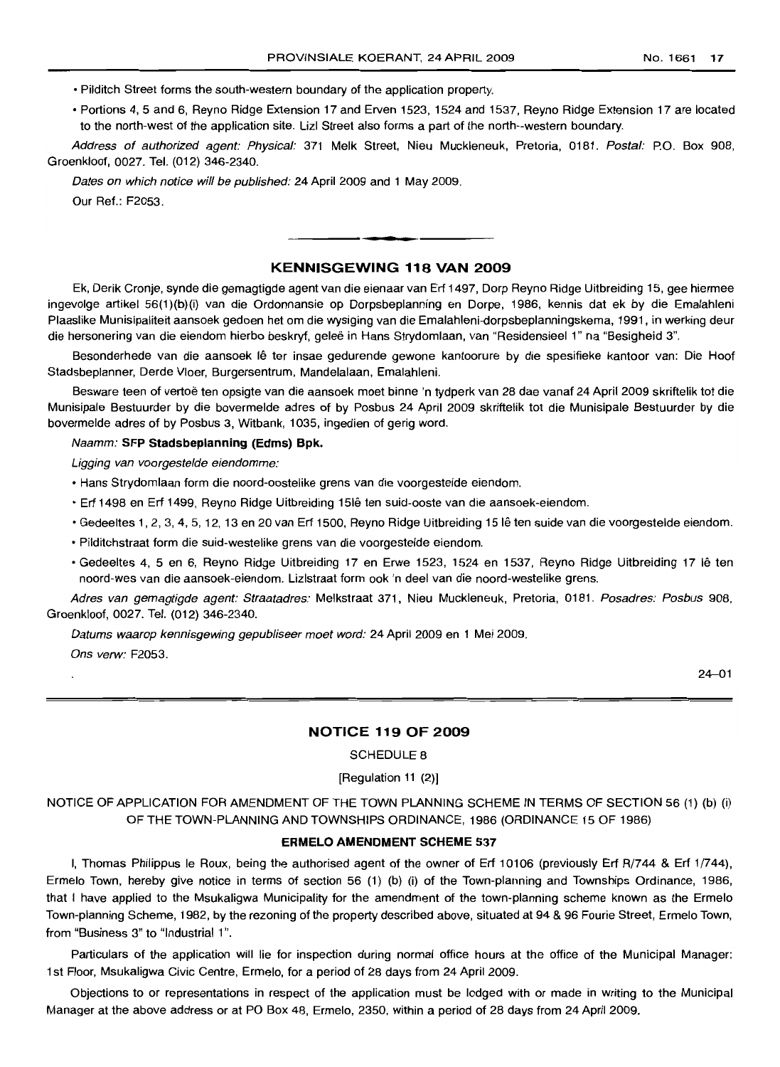- Pilditch Street forms the south-western boundary of the application property.
- Portions 4, 5 and 6, Reyno Ridge Extension 17 and Erven 1523, 1524 and 1537, Reyno Ridge Extension 17 are located to the north-west of the application site. Lizl Street also forms a part of the north--western boundary.

*Address of authorized agent: Physical:* 371 Melk Street, Nieu Muckleneuk, Pretoria, 0181. *Postal:* P.O. Box 908, Groenkloof, 0027. Tel. (012) 346-2340.

*Dates on which notice will be published:* 24 April 2009 and 1 May 2009.

Our Ref.: F2053.

---

## KENNISGEWING 118 VAN 2009

Ek, Derik Cronje, synde die gemagtigde agent van die eienaar van Erf 1497, Dorp Reyno Ridge Uitbreiding 15, gee hiermee ingevolge artikel 56(1)(b)(i) van die Ordonnansie op Dorpsbeplanning en Dorpe, 1986, kennis dat ek by die Emalahleni Plaaslike Munisipaliteit aansoek gedoen het om die wysiging van die Emalahleni-dorpsbeplanningskema, 1991, in werking deur die hersonering van die eiendom hierbo beskryf, geleë in Hans Strydomlaan, van "Residensieel 1" na "Besigheid 3".

Besonderhede van die aansoek lê ter insae gedurende gewone kantoorure by die spesifieke kantoor van: Die Hoof Stadsbeplanner, Derde Vloer, Burgersentrum, Mandelalaan, Emalahleni.

Besware teen of vertoë ten opsigte van die aansoek moet binne 'n tydperk van 28 dae vanaf 24 April 2009 skriftelik tot die Munisipale Bestuurder by die bovermelde adres of by Posbus 24 April 2009 skriftelik tot die Munisipale Bestuurder by die bovermelde adres of by Posbus 3, Witbank, 1035, ingedien of gerig word.

*Naamm:* **SFP Stadsbeplanning (Edms) Bpk.**

*Ligging van voorgestelde eiendomme:*

- Hans Strydomlaan form die noord-oostelike grens van die voorgestelde eiendom.
- Erf 1498 en Erf 1499, Reyno Ridge Uitbreiding 15lê ten suid-ooste van die aansoek-eiendom.
- Gedeeltes 1, 2, 3, 4, 5, 12, 13 en 20 van Erf 1500, Reyno Ridge Uitbreiding 15 lê ten suide van die voorgestelde eiendom.
- Pilditchstraat form die suid-westelike grens van die voorgestelde eiendom.
- Gedeeltes 4, 5 en 6, Reyno Ridge Uitbreiding 17 en Erwe 1523, 1524 en 1537, Reyno Ridge Uitbreiding 17 lê ten noord-wes van die aansoek-eiendom. Lizlstraat form ook 'n deel van die noord-westelike grens.

*Adres van gemagtigde agent: Straatadres:* Melkstraat 371, Nieu Muckleneuk, Pretoria, 0181. *Posadres:* Posbus 908, Groenkloof, 0027. Tel. (012) 346-2340.

*Datums waarop kennisgewing gepubliseer moet word:* 24 April 2009 en 1 Mei 2009.

*Ons verw:* F2053.

24–01

---

## NOTICE 119 OF 2009

SCHEDULE 8

[Regulation 11 (2)]

NOTICE OF APPLICATION FOR AMENDMENT OF THE TOWN PLANNING SCHEME IN TERMS OF SECTION 56 (1) (b) (i) OF THE TOWN-PLANNING AND TOWNSHIPS ORDINANCE, 1986 (ORDINANCE 15 OF 1986)

### ERMELO AMENDMENT SCHEME 537

I, Thomas Philippus le Roux, being the authorised agent of the owner of Erf 10106 (previously Erf R/744 & Erf 1/744), Ermelo Town, hereby give notice in terms of section 56 (1) (b) (i) of the Town-planning and Townships Ordinance, 1986, that I have applied to the Msukaligwa Municipality for the amendment of the town-planning scheme known as the Ermelo Town-planning Scheme, 1982, by the rezoning of the property described above, situated at 94 & 96 Fourie Street, Ermelo Town, from "Business 3" to "Industrial 1".

Particulars of the application will lie for inspection during normal office hours at the office of the Municipal Manager: 1st Floor, Msukaligwa Civic Centre, Ermelo, for a period of 28 days from 24 April 2009.

Objections to or representations in respect of the application must be lodged with or made in writing to the Municipal Manager at the above address or at PO Box 48, Ermelo, 2350, within a period of 28 days from 24 April 2009.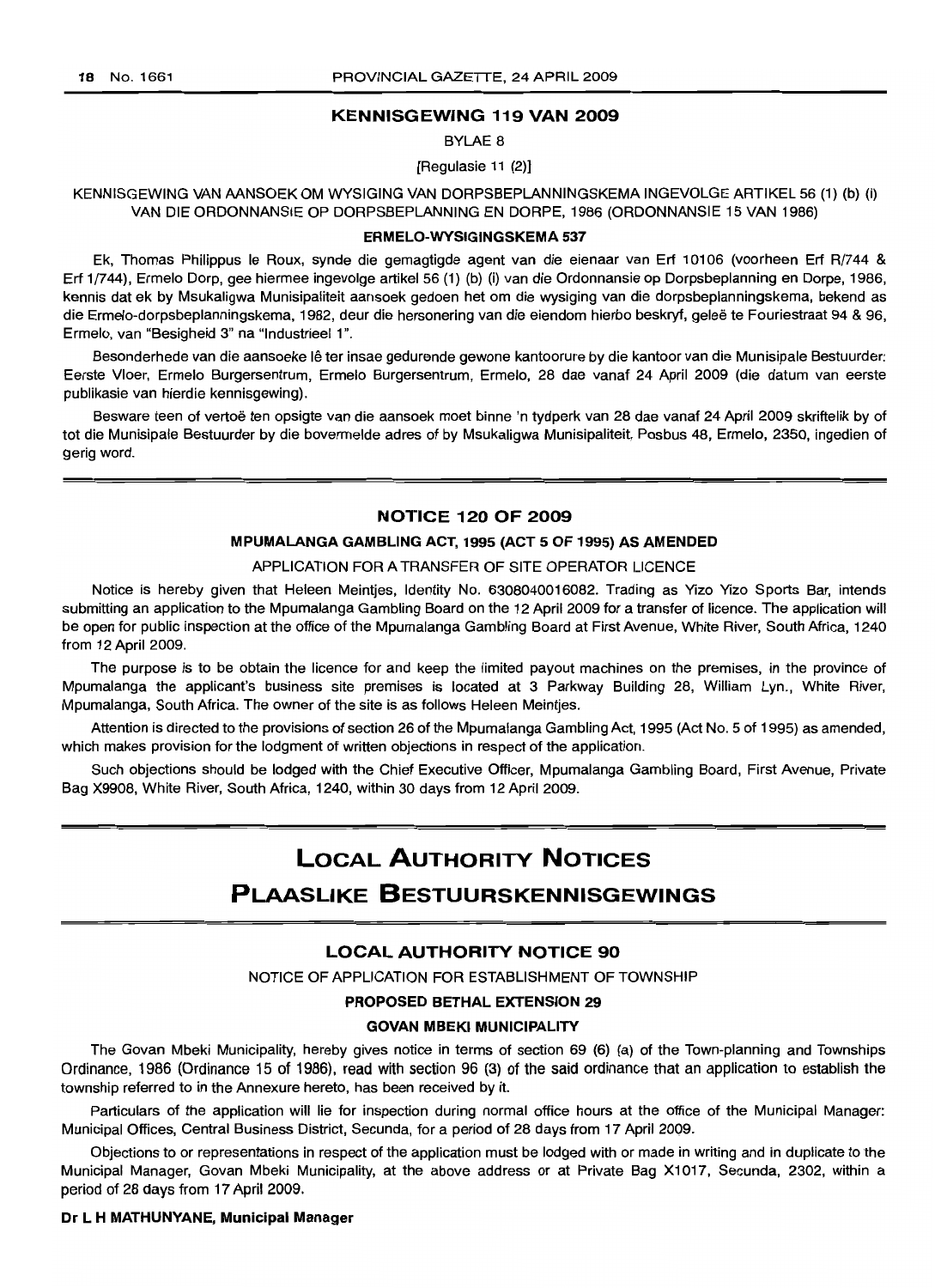## KENNISGEWING 119 VAN 2009

BYLAE 8

[Regulasie 11 (2)]

KENNISGEWING VAN AANSOEK OM WYSIGING VAN DORPSBEPLANNINGSKEMA INGEVOLGE ARTIKEL 56 (1) (b) (i) VAN DIE ORDONNANSIE OP DORPSBEPLANNING EN DORPE, 1986 (ORDONNANSIE 15 VAN 1986)

**ERMELO-WYSIGINGSKEMA 537**

Ek, Thomas Philippus le Roux, synde die gemagtigde agent van die eienaar van Erf 10106 (voorheen Erf R/744 & Erf 1/744), Ermelo Dorp, gee hiermee ingevolge artikel 56 (1) (b) (i) van die Ordonnansie op Dorpsbeplanning en Dorpe, 1986, kennis dat ek by Msukaligwa Munisipaliteit aansoek gedoen het om die wysiging van die dorpsbeplanningskema, bekend as die Ermelo-dorpsbeplanningskema, 1982, deur die hersonering van die eiendom hierbo beskryf, geleë te Fouriestraat 94 & 96, Ermelo, van "Besigheid 3" na "Industrieel 1".

Besonderhede van die aansoeke lê ter insae gedurende gewone kantoorure by die kantoor van die Munisipale Bestuurder: Eerste Vloer, Ermelo Burgersentrum, Ermelo Burgersentrum, Ermelo, 28 dae vanaf 24 April 2009 (die datum van eerste publikasie van hierdie kennisgewing).

Besware teen of vertoë ten opsigte van die aansoek moet binne 'n tydperk van 28 dae vanaf 24 April 2009 skriftelik by of tot die Munisipale Bestuurder by die bovermelde adres of by Msukaligwa Munisipaliteit, Posbus 48, Ermelo, 2350, ingedien of gerig word.

## NOTICE 120 OF 2009

**MPUMALANGA GAMBLING ACT, 1995 (ACT 5 OF 1995) AS AMENDED**

APPLICATION FOR A TRANSFER OF SITE OPERATOR LICENCE

Notice is hereby given that Heleen Meintjes, Identity No. 6308040016082. Trading as Yizo Yizo Sports Bar, intends submitting an application to the Mpumalanga Gambling Board on the 12 April 2009 for a transfer of licence. The application will be open for public inspection at the office of the Mpumalanga Gambling Board at First Avenue, White River, South Africa, 1240 from 12 April 2009.

The purpose is to be obtain the licence for and keep the limited payout machines on the premises, in the province of Mpumalanga the applicant's business site premises is located at 3 Parkway Building 28, William Lyn., White River, Mpumalanga, South Africa. The owner of the site is as follows Heleen Meintjes.

Attention is directed to the provisions of section 26 of the Mpumalanga Gambling Act, 1995 (Act No. 5 of 1995) as amended, which makes provision for the lodgment of written objections in respect of the application.

Such objections should be lodged with the Chief Executive Officer, Mpumalanga Gambling Board, First Avenue, Private Bag X9908, White River, South Africa, 1240, within 30 days from 12 April 2009.

# LOCAL AUTHORITY NOTICES

# PLAASLIKE BESTUURSKENNISGEWINGS

## LOCAL AUTHORITY NOTICE 90

NOTICE OF APPLICATION FOR ESTABLISHMENT OF TOWNSHIP

**PROPOSED BETHAL EXTENSION 29**

**GOVAN MBEKI MUNICIPALITY**

The Govan Mbeki Municipality, hereby gives notice in terms of section 69 (6) (a) of the Town-planning and Townships Ordinance, 1986 (Ordinance 15 of 1986), read with section 96 (3) of the said ordinance that an application to establish the township referred to in the Annexure hereto, has been received by it.

Particulars of the application will lie for inspection during normal office hours at the office of the Municipal Manager: Municipal Offices, Central Business District, Secunda, for a period of 28 days from 17 April 2009.

Objections to or representations in respect of the application must be lodged with or made in writing and in duplicate to the Municipal Manager, Govan Mbeki Municipality, at the above address or at Private Bag X1017, Secunda, 2302, within a period of 28 days from 17 April 2009.

**Dr L H MATHUNYANE, Municipal Manager**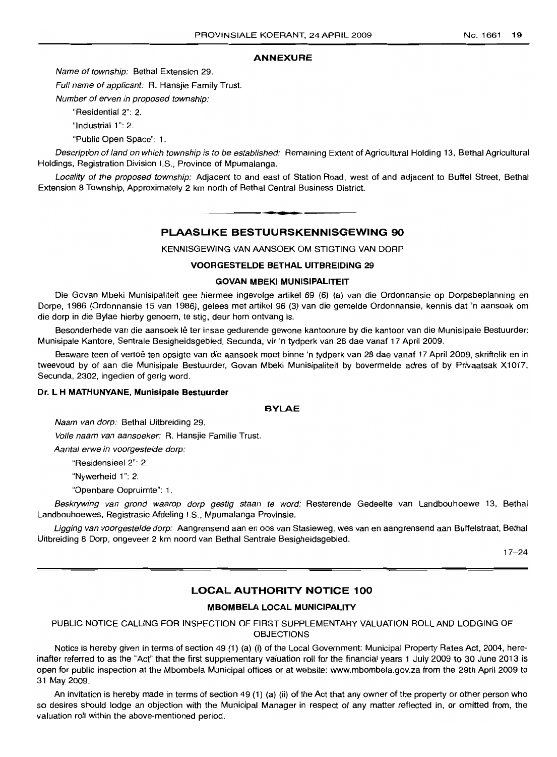**ANNEXURE**

*Name of township:* Bethal Extension 29.

*Full name of applicant:* R. Hansjie Family Trust.

*Number of erven in proposed township:*

"Residential 2": 2.

"Industrial 1": 2.

"Public Open Space": 1.

*Description of land on which township is to be established:* Remaining Extent of Agricultural Holding 13, Bethal Agricultural Holdings, Registration Division I.S., Province of Mpumalanga.

*Locality of the proposed township:* Adjacent to and east of Station Road, west of and adjacent to Buffel Street, Bethal Extension 8 Township, Approximately 2 km north of Bethal Central Business District.

---

## PLAASLIKE BESTUURSKENNISGEWING 90

KENNISGEWING VAN AANSOEK OM STIGTING VAN DORP

**VOORGESTELDE BETHAL UITBREIDING 29**

**GOVAN MBEKI MUNISIPALITEIT**

Die Govan Mbeki Munisipaliteit gee hiermee ingevolge artikel 69 (6) (a) van die Ordonnansie op Dorpsbeplanning en Dorpe, 1986 (Ordonnansie 15 van 1986), gelees met artikel 96 (3) van die gemelde Ordonnansie, kennis dat 'n aansoek om die dorp in die Bylae hierby genoem, te stig, deur hom ontvang is.

Besonderhede van die aansoek lê ter insae gedurende gewone kantoorure by die kantoor van die Munisipale Bestuurder: Munisipale Kantore, Sentrale Besigheidsgebied, Secunda, vir 'n tydperk van 28 dae vanaf 17 April 2009.

Besware teen of vertoë ten opsigte van die aansoek moet binne 'n tydperk van 28 dae vanaf 17 April 2009, skriftelik en in tweevoud by of aan die Munisipale Bestuurder, Govan Mbeki Munisipaliteit by bovermelde adres of by Privaatsak X1017, Secunda, 2302, ingedien of gerig word.

**Dr. L H MATHUNYANE, Munisipale Bestuurder**

**BYLAE**

*Naam van dorp:* Bethal Uitbreiding 29.

*Volle naam van aansoeker:* R. Hansjie Familie Trust.

*Aantal erwe in voorgestelde dorp:*

"Residensieel 2": 2.

"Nywerheid 1": 2.

"Openbare Oopruimte": 1.

*Beskrywing van grond waarop dorp gestig staan te word:* Resterende Gedeelte van Landbouhoewe 13, Bethal Landbouhoewes, Registrasie Afdeling I.S., Mpumalanga Provinsie.

*Ligging van voorgestelde dorp:* Aangrensend aan en oos van Stasieweg, wes van en aangrensend aan Buffelstraat, Bethal Uitbreiding 8 Dorp, ongeveer 2 km noord van Bethal Sentrale Besigheidsgebied.

17–24

---

## LOCAL AUTHORITY NOTICE 100

**MBOMBELA LOCAL MUNICIPALITY**

PUBLIC NOTICE CALLING FOR INSPECTION OF FIRST SUPPLEMENTARY VALUATION ROLL AND LODGING OF OBJECTIONS

Notice is hereby given in terms of section 49 (1) (a) (i) of the Local Government: Municipal Property Rates Act, 2004, hereinafter referred to as the "Act" that the first supplementary valuation roll for the financial years 1 July 2009 to 30 June 2013 is open for public inspection at the Mbombela Municipal offices or at website: www.mbombela.gov.za from the 29th April 2009 to 31 May 2009.

An invitation is hereby made in terms of section 49 (1) (a) (ii) of the Act that any owner of the property or other person who so desires should lodge an objection with the Municipal Manager in respect of any matter reflected in, or omitted from, the valuation roll within the above-mentioned period.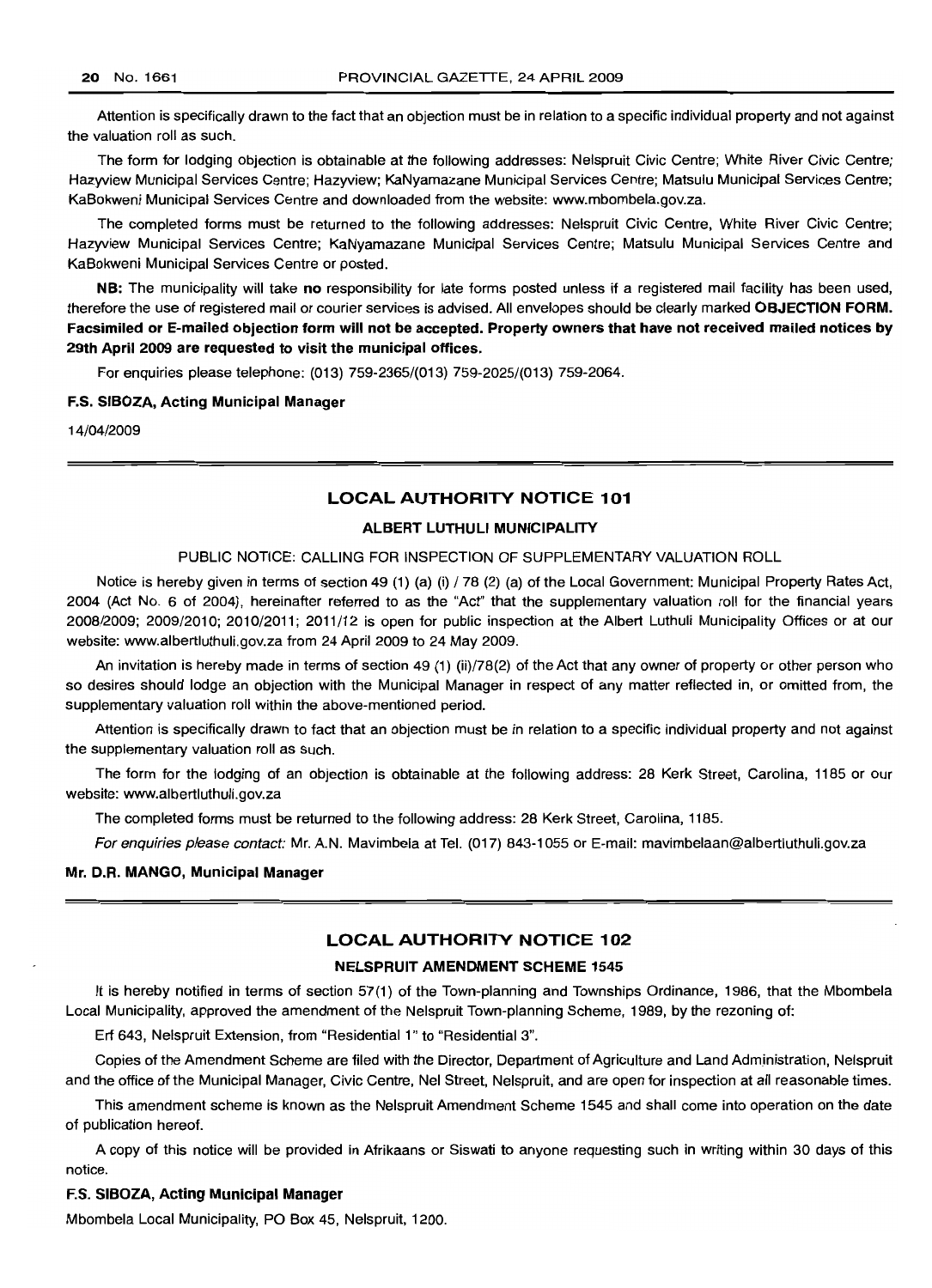Attention is specifically drawn to the fact that an objection must be in relation to a specific individual property and not against the valuation roll as such.

The form for lodging objection is obtainable at the following addresses: Nelspruit Civic Centre; White River Civic Centre; Hazyview Municipal Services Centre; Hazyview; KaNyamazane Municipal Services Centre; Matsulu Municipal Services Centre; KaBokweni Municipal Services Centre and downloaded from the website: www.mbombela.gov.za.

The completed forms must be returned to the following addresses: Nelspruit Civic Centre, White River Civic Centre; Hazyview Municipal Services Centre; KaNyamazane Municipal Services Centre; Matsulu Municipal Services Centre and KaBokweni Municipal Services Centre or posted.

**NB:** The municipality will take **no** responsibility for late forms posted unless if a registered mail facility has been used, therefore the use of registered mail or courier services is advised. All envelopes should be clearly marked **OBJECTION FORM. Facsimiled or E-mailed objection form will not be accepted. Property owners that have not received mailed notices by 29th April 2009 are requested to visit the municipal offices.**

For enquiries please telephone: (013) 759-2365/(013) 759-2025/(013) 759-2064.

**F.S. SIBOZA, Acting Municipal Manager**

14/04/2009

## LOCAL AUTHORITY NOTICE 101

### ALBERT LUTHULI MUNICIPALITY

PUBLIC NOTICE: CALLING FOR INSPECTION OF SUPPLEMENTARY VALUATION ROLL

Notice is hereby given in terms of section 49 (1) (a) (i) / 78 (2) (a) of the Local Government: Municipal Property Rates Act, 2004 (Act No. 6 of 2004), hereinafter referred to as the "Act" that the supplementary valuation roll for the financial years 2008/2009; 2009/2010; 2010/2011; 2011/12 is open for public inspection at the Albert Luthuli Municipality Offices or at our website: www.albertluthuli.gov.za from 24 April 2009 to 24 May 2009.

An invitation is hereby made in terms of section 49 (1) (ii)/78(2) of the Act that any owner of property or other person who so desires should lodge an objection with the Municipal Manager in respect of any matter reflected in, or omitted from, the supplementary valuation roll within the above-mentioned period.

Attention is specifically drawn to fact that an objection must be in relation to a specific individual property and not against the supplementary valuation roll as such.

The form for the lodging of an objection is obtainable at the following address: 28 Kerk Street, Carolina, 1185 or our website: www.albertluthuli.gov.za

The completed forms must be returned to the following address: 28 Kerk Street, Carolina, 1185.

*For enquiries please contact:* Mr. A.N. Mavimbela at Tel. (017) 843-1055 or E-mail: mavimbelaan@albertluthuli.gov.za

**Mr. D.R. MANGO, Municipal Manager**

## LOCAL AUTHORITY NOTICE 102

### NELSPRUIT AMENDMENT SCHEME 1545

It is hereby notified in terms of section 57(1) of the Town-planning and Townships Ordinance, 1986, that the Mbombela Local Municipality, approved the amendment of the Nelspruit Town-planning Scheme, 1989, by the rezoning of:

Erf 643, Nelspruit Extension, from "Residential 1" to "Residential 3".

Copies of the Amendment Scheme are filed with the Director, Department of Agriculture and Land Administration, Nelspruit and the office of the Municipal Manager, Civic Centre, Nel Street, Nelspruit, and are open for inspection at all reasonable times.

This amendment scheme is known as the Nelspruit Amendment Scheme 1545 and shall come into operation on the date of publication hereof.

A copy of this notice will be provided in Afrikaans or Siswati to anyone requesting such in writing within 30 days of this notice.

**F.S. SIBOZA, Acting Municipal Manager**

Mbombela Local Municipality, PO Box 45, Nelspruit, 1200.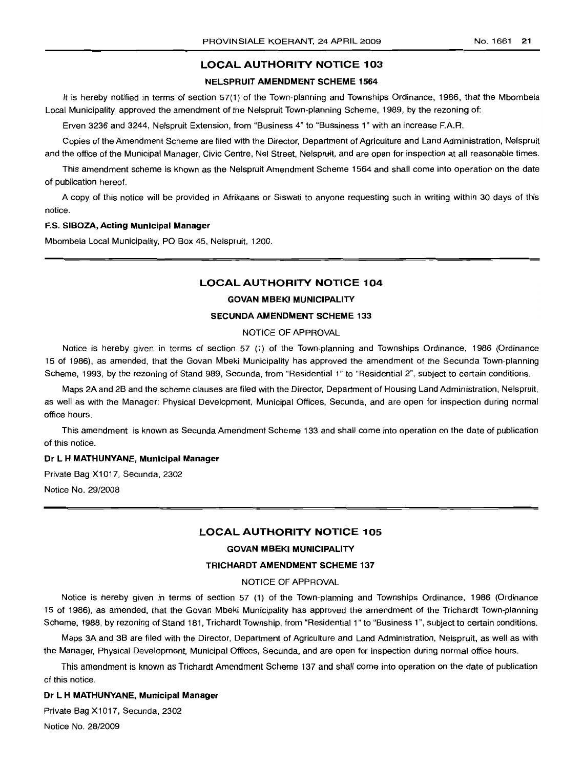## LOCAL AUTHORITY NOTICE 103

### NELSPRUIT AMENDMENT SCHEME 1564

It is hereby notified in terms of section 57(1) of the Town-planning and Townships Ordinance, 1986, that the Mbombela Local Municipality, approved the amendment of the Nelspruit Town-planning Scheme, 1989, by the rezoning of:

Erven 3236 and 3244, Nelspruit Extension, from "Business 4" to "Bussiness 1" with an increase F.A.R.

Copies of the Amendment Scheme are filed with the Director, Department of Agriculture and Land Administration, Nelspruit and the office of the Municipal Manager, Civic Centre, Nel Street, Nelspruit, and are open for inspection at all reasonable times.

This amendment scheme is known as the Nelspruit Amendment Scheme 1564 and shall come into operation on the date of publication hereof.

A copy of this notice will be provided in Afrikaans or Siswati to anyone requesting such in writing within 30 days of this notice.

**F.S. SIBOZA, Acting Municipal Manager**

Mbombela Local Municipality, PO Box 45, Nelspruit, 1200.

## LOCAL AUTHORITY NOTICE 104

### GOVAN MBEKI MUNICIPALITY

### SECUNDA AMENDMENT SCHEME 133

NOTICE OF APPROVAL

Notice is hereby given in terms of section 57 (1) of the Town-planning and Townships Ordinance, 1986 (Ordinance 15 of 1986), as amended, that the Govan Mbeki Municipality has approved the amendment of the Secunda Town-planning Scheme, 1993, by the rezoning of Stand 989, Secunda, from "Residential 1" to "Residential 2", subject to certain conditions.

Maps 2A and 2B and the scheme clauses are filed with the Director, Department of Housing Land Administration, Nelspruit, as well as with the Manager: Physical Development, Municipal Offices, Secunda, and are open for inspection during normal office hours.

This amendment is known as Secunda Amendment Scheme 133 and shall come into operation on the date of publication of this notice.

**Dr L H MATHUNYANE, Municipal Manager**

Private Bag X1017, Secunda, 2302

Notice No. 29/2008

## LOCAL AUTHORITY NOTICE 105

### GOVAN MBEKI MUNICIPALITY

### TRICHARDT AMENDMENT SCHEME 137

NOTICE OF APPROVAL

Notice is hereby given in terms of section 57 (1) of the Town-planning and Townships Ordinance, 1986 (Ordinance 15 of 1986), as amended, that the Govan Mbeki Municipality has approved the amendment of the Trichardt Town-planning Scheme, 1988, by rezoning of Stand 181, Trichardt Township, from "Residential 1" to "Business 1", subject to certain conditions.

Maps 3A and 3B are filed with the Director, Department of Agriculture and Land Administration, Nelspruit, as well as with the Manager, Physical Development, Municipal Offices, Secunda, and are open for inspection during normal office hours.

This amendment is known as Trichardt Amendment Scheme 137 and shall come into operation on the date of publication of this notice.

**Dr L H MATHUNYANE, Municipal Manager**

Private Bag X1017, Secunda, 2302

Notice No. 28/2009